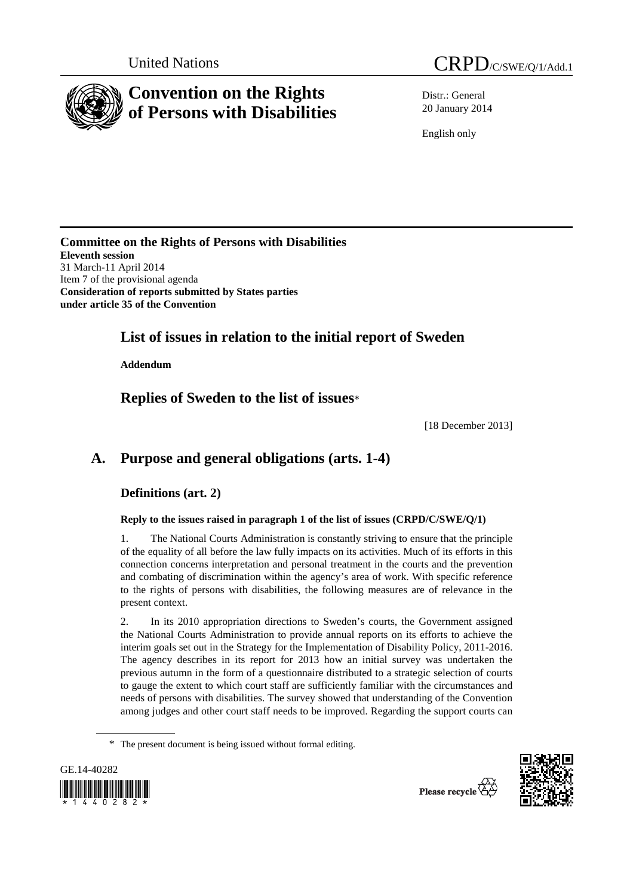United Nations

CRPD/C/SWE/Q/1/Add.1

# Convention on the Rights of Persons with Disabilities

Distr.: General
20 January 2014

English only

**Committee on the Rights of Persons with Disabilities**
**Eleventh session**
31 March-11 April 2014
Item 7 of the provisional agenda
**Consideration of reports submitted by States parties under article 35 of the Convention**

## List of issues in relation to the initial report of Sweden

**Addendum**

## Replies of Sweden to the list of issues*

[18 December 2013]

# A. Purpose and general obligations (arts. 1-4)

## Definitions (art. 2)

### Reply to the issues raised in paragraph 1 of the list of issues (CRPD/C/SWE/Q/1)

1. The National Courts Administration is constantly striving to ensure that the principle of the equality of all before the law fully impacts on its activities. Much of its efforts in this connection concerns interpretation and personal treatment in the courts and the prevention and combating of discrimination within the agency's area of work. With specific reference to the rights of persons with disabilities, the following measures are of relevance in the present context.

2. In its 2010 appropriation directions to Sweden's courts, the Government assigned the National Courts Administration to provide annual reports on its efforts to achieve the interim goals set out in the Strategy for the Implementation of Disability Policy, 2011-2016. The agency describes in its report for 2013 how an initial survey was undertaken the previous autumn in the form of a questionnaire distributed to a strategic selection of courts to gauge the extent to which court staff are sufficiently familiar with the circumstances and needs of persons with disabilities. The survey showed that understanding of the Convention among judges and other court staff needs to be improved. Regarding the support courts can

* The present document is being issued without formal editing.

GE.14-40282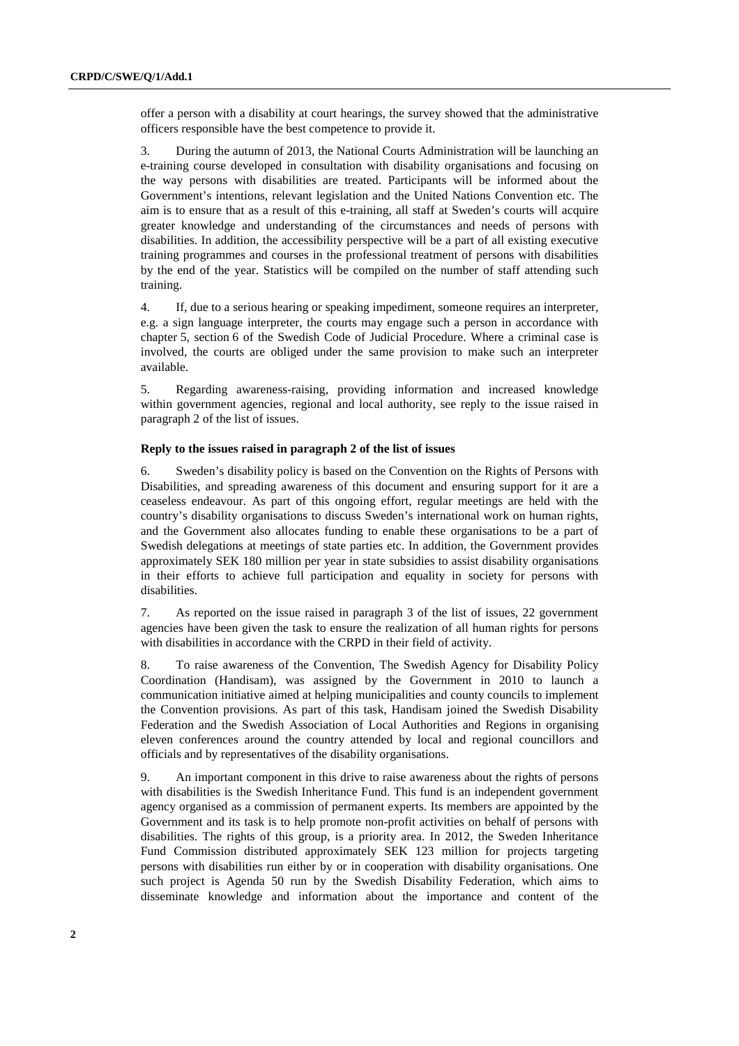offer a person with a disability at court hearings, the survey showed that the administrative officers responsible have the best competence to provide it.

3. During the autumn of 2013, the National Courts Administration will be launching an e-training course developed in consultation with disability organisations and focusing on the way persons with disabilities are treated. Participants will be informed about the Government's intentions, relevant legislation and the United Nations Convention etc. The aim is to ensure that as a result of this e-training, all staff at Sweden's courts will acquire greater knowledge and understanding of the circumstances and needs of persons with disabilities. In addition, the accessibility perspective will be a part of all existing executive training programmes and courses in the professional treatment of persons with disabilities by the end of the year. Statistics will be compiled on the number of staff attending such training.

4. If, due to a serious hearing or speaking impediment, someone requires an interpreter, e.g. a sign language interpreter, the courts may engage such a person in accordance with chapter 5, section 6 of the Swedish Code of Judicial Procedure. Where a criminal case is involved, the courts are obliged under the same provision to make such an interpreter available.

5. Regarding awareness-raising, providing information and increased knowledge within government agencies, regional and local authority, see reply to the issue raised in paragraph 2 of the list of issues.

#### Reply to the issues raised in paragraph 2 of the list of issues

6. Sweden's disability policy is based on the Convention on the Rights of Persons with Disabilities, and spreading awareness of this document and ensuring support for it are a ceaseless endeavour. As part of this ongoing effort, regular meetings are held with the country's disability organisations to discuss Sweden's international work on human rights, and the Government also allocates funding to enable these organisations to be a part of Swedish delegations at meetings of state parties etc. In addition, the Government provides approximately SEK 180 million per year in state subsidies to assist disability organisations in their efforts to achieve full participation and equality in society for persons with disabilities.

7. As reported on the issue raised in paragraph 3 of the list of issues, 22 government agencies have been given the task to ensure the realization of all human rights for persons with disabilities in accordance with the CRPD in their field of activity.

8. To raise awareness of the Convention, The Swedish Agency for Disability Policy Coordination (Handisam), was assigned by the Government in 2010 to launch a communication initiative aimed at helping municipalities and county councils to implement the Convention provisions. As part of this task, Handisam joined the Swedish Disability Federation and the Swedish Association of Local Authorities and Regions in organising eleven conferences around the country attended by local and regional councillors and officials and by representatives of the disability organisations.

9. An important component in this drive to raise awareness about the rights of persons with disabilities is the Swedish Inheritance Fund. This fund is an independent government agency organised as a commission of permanent experts. Its members are appointed by the Government and its task is to help promote non-profit activities on behalf of persons with disabilities. The rights of this group, is a priority area. In 2012, the Sweden Inheritance Fund Commission distributed approximately SEK 123 million for projects targeting persons with disabilities run either by or in cooperation with disability organisations. One such project is Agenda 50 run by the Swedish Disability Federation, which aims to disseminate knowledge and information about the importance and content of the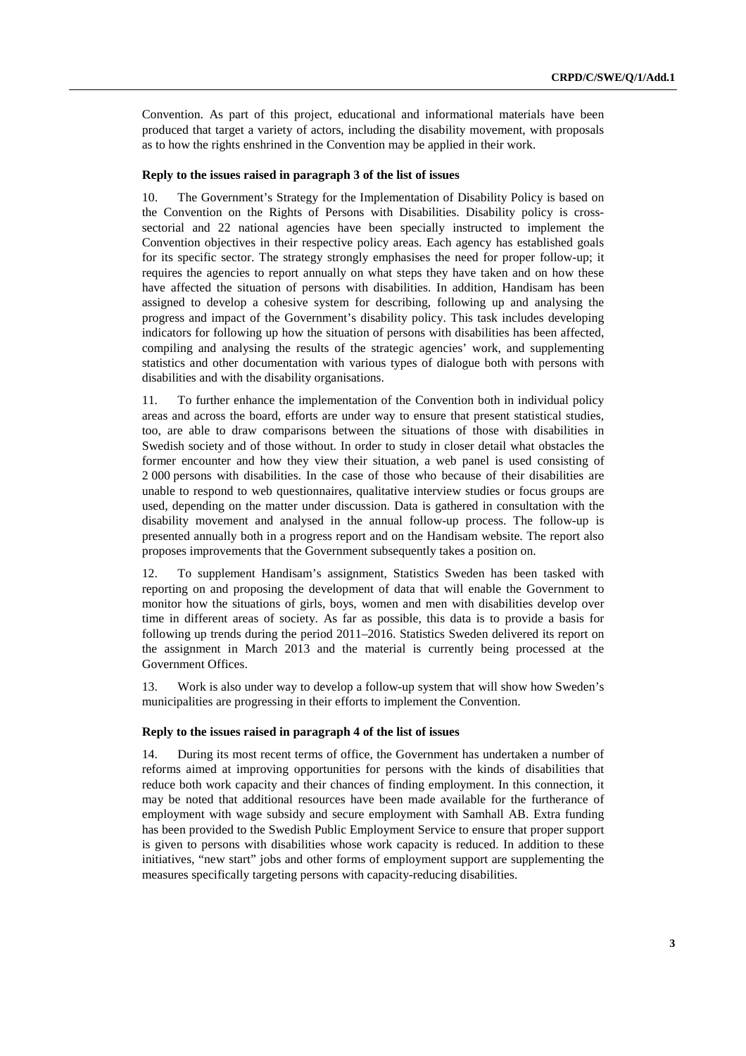Convention. As part of this project, educational and informational materials have been produced that target a variety of actors, including the disability movement, with proposals as to how the rights enshrined in the Convention may be applied in their work.

#### Reply to the issues raised in paragraph 3 of the list of issues

10. The Government's Strategy for the Implementation of Disability Policy is based on the Convention on the Rights of Persons with Disabilities. Disability policy is cross-sectorial and 22 national agencies have been specially instructed to implement the Convention objectives in their respective policy areas. Each agency has established goals for its specific sector. The strategy strongly emphasises the need for proper follow-up; it requires the agencies to report annually on what steps they have taken and on how these have affected the situation of persons with disabilities. In addition, Handisam has been assigned to develop a cohesive system for describing, following up and analysing the progress and impact of the Government's disability policy. This task includes developing indicators for following up how the situation of persons with disabilities has been affected, compiling and analysing the results of the strategic agencies' work, and supplementing statistics and other documentation with various types of dialogue both with persons with disabilities and with the disability organisations.

11. To further enhance the implementation of the Convention both in individual policy areas and across the board, efforts are under way to ensure that present statistical studies, too, are able to draw comparisons between the situations of those with disabilities in Swedish society and of those without. In order to study in closer detail what obstacles the former encounter and how they view their situation, a web panel is used consisting of 2 000 persons with disabilities. In the case of those who because of their disabilities are unable to respond to web questionnaires, qualitative interview studies or focus groups are used, depending on the matter under discussion. Data is gathered in consultation with the disability movement and analysed in the annual follow-up process. The follow-up is presented annually both in a progress report and on the Handisam website. The report also proposes improvements that the Government subsequently takes a position on.

12. To supplement Handisam's assignment, Statistics Sweden has been tasked with reporting on and proposing the development of data that will enable the Government to monitor how the situations of girls, boys, women and men with disabilities develop over time in different areas of society. As far as possible, this data is to provide a basis for following up trends during the period 2011–2016. Statistics Sweden delivered its report on the assignment in March 2013 and the material is currently being processed at the Government Offices.

13. Work is also under way to develop a follow-up system that will show how Sweden's municipalities are progressing in their efforts to implement the Convention.

#### Reply to the issues raised in paragraph 4 of the list of issues

14. During its most recent terms of office, the Government has undertaken a number of reforms aimed at improving opportunities for persons with the kinds of disabilities that reduce both work capacity and their chances of finding employment. In this connection, it may be noted that additional resources have been made available for the furtherance of employment with wage subsidy and secure employment with Samhall AB. Extra funding has been provided to the Swedish Public Employment Service to ensure that proper support is given to persons with disabilities whose work capacity is reduced. In addition to these initiatives, "new start" jobs and other forms of employment support are supplementing the measures specifically targeting persons with capacity-reducing disabilities.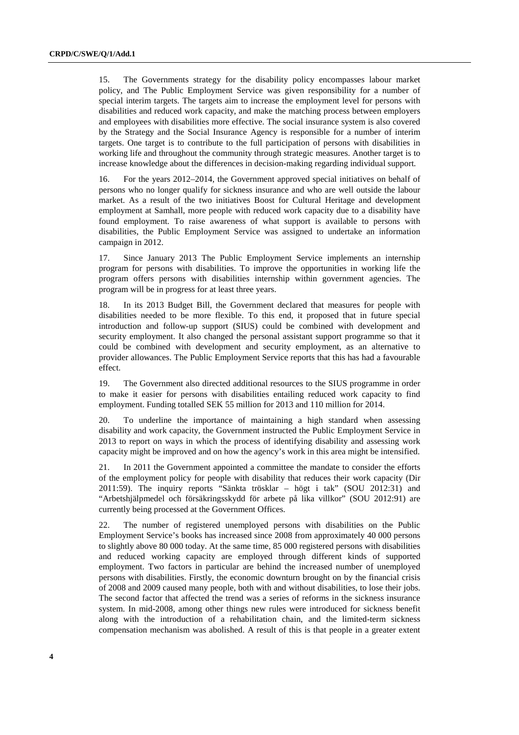15. The Governments strategy for the disability policy encompasses labour market policy, and The Public Employment Service was given responsibility for a number of special interim targets. The targets aim to increase the employment level for persons with disabilities and reduced work capacity, and make the matching process between employers and employees with disabilities more effective. The social insurance system is also covered by the Strategy and the Social Insurance Agency is responsible for a number of interim targets. One target is to contribute to the full participation of persons with disabilities in working life and throughout the community through strategic measures. Another target is to increase knowledge about the differences in decision-making regarding individual support.

16. For the years 2012–2014, the Government approved special initiatives on behalf of persons who no longer qualify for sickness insurance and who are well outside the labour market. As a result of the two initiatives Boost for Cultural Heritage and development employment at Samhall, more people with reduced work capacity due to a disability have found employment. To raise awareness of what support is available to persons with disabilities, the Public Employment Service was assigned to undertake an information campaign in 2012.

17. Since January 2013 The Public Employment Service implements an internship program for persons with disabilities. To improve the opportunities in working life the program offers persons with disabilities internship within government agencies. The program will be in progress for at least three years.

18. In its 2013 Budget Bill, the Government declared that measures for people with disabilities needed to be more flexible. To this end, it proposed that in future special introduction and follow-up support (SIUS) could be combined with development and security employment. It also changed the personal assistant support programme so that it could be combined with development and security employment, as an alternative to provider allowances. The Public Employment Service reports that this has had a favourable effect.

19. The Government also directed additional resources to the SIUS programme in order to make it easier for persons with disabilities entailing reduced work capacity to find employment. Funding totalled SEK 55 million for 2013 and 110 million for 2014.

20. To underline the importance of maintaining a high standard when assessing disability and work capacity, the Government instructed the Public Employment Service in 2013 to report on ways in which the process of identifying disability and assessing work capacity might be improved and on how the agency's work in this area might be intensified.

21. In 2011 the Government appointed a committee the mandate to consider the efforts of the employment policy for people with disability that reduces their work capacity (Dir 2011:59). The inquiry reports "Sänkta trösklar – högt i tak" (SOU 2012:31) and "Arbetshjälpmedel och försäkringsskydd för arbete på lika villkor" (SOU 2012:91) are currently being processed at the Government Offices.

22. The number of registered unemployed persons with disabilities on the Public Employment Service's books has increased since 2008 from approximately 40 000 persons to slightly above 80 000 today. At the same time, 85 000 registered persons with disabilities and reduced working capacity are employed through different kinds of supported employment. Two factors in particular are behind the increased number of unemployed persons with disabilities. Firstly, the economic downturn brought on by the financial crisis of 2008 and 2009 caused many people, both with and without disabilities, to lose their jobs. The second factor that affected the trend was a series of reforms in the sickness insurance system. In mid-2008, among other things new rules were introduced for sickness benefit along with the introduction of a rehabilitation chain, and the limited-term sickness compensation mechanism was abolished. A result of this is that people in a greater extent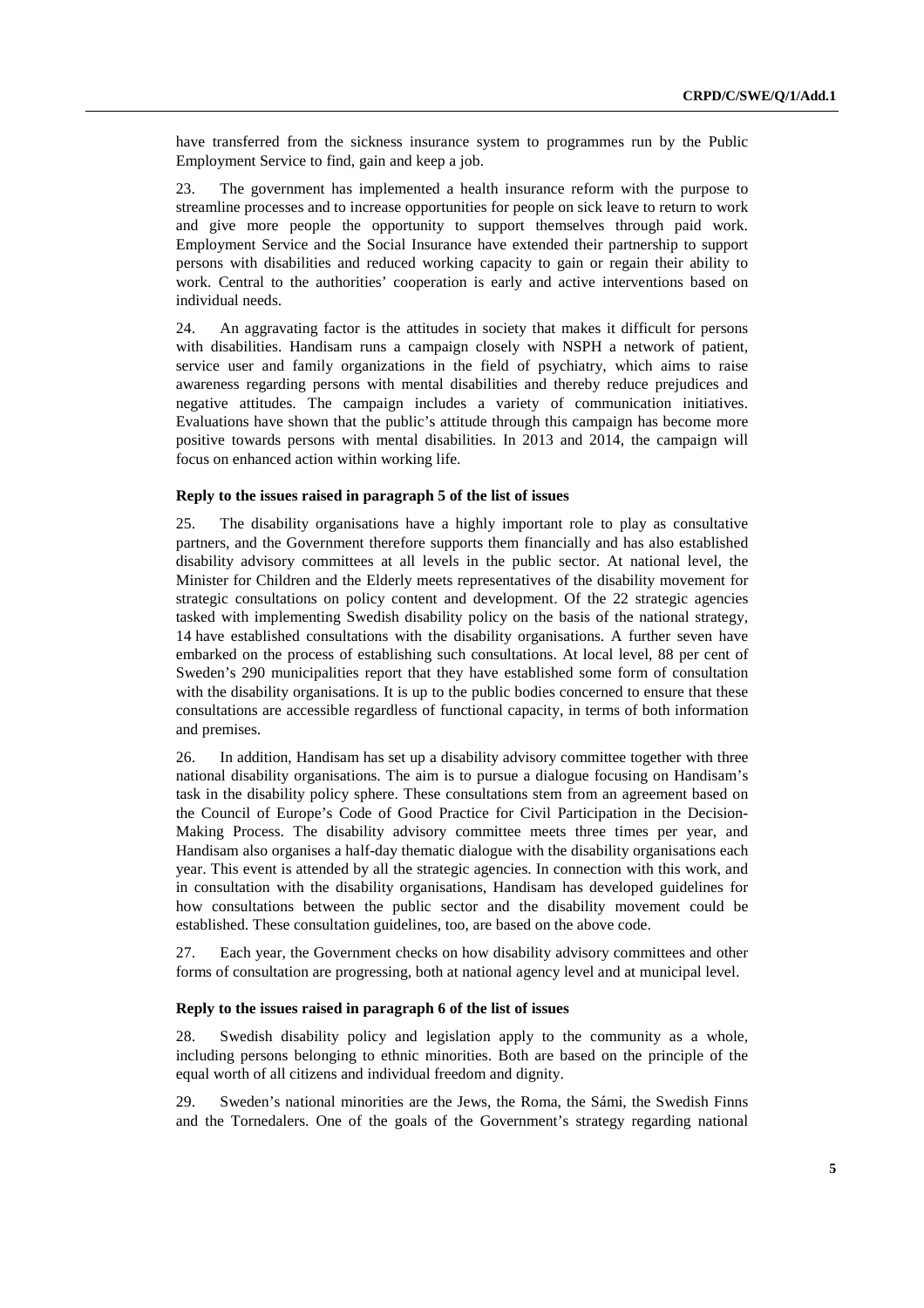have transferred from the sickness insurance system to programmes run by the Public Employment Service to find, gain and keep a job.

23. The government has implemented a health insurance reform with the purpose to streamline processes and to increase opportunities for people on sick leave to return to work and give more people the opportunity to support themselves through paid work. Employment Service and the Social Insurance have extended their partnership to support persons with disabilities and reduced working capacity to gain or regain their ability to work. Central to the authorities' cooperation is early and active interventions based on individual needs.

24. An aggravating factor is the attitudes in society that makes it difficult for persons with disabilities. Handisam runs a campaign closely with NSPH a network of patient, service user and family organizations in the field of psychiatry, which aims to raise awareness regarding persons with mental disabilities and thereby reduce prejudices and negative attitudes. The campaign includes a variety of communication initiatives. Evaluations have shown that the public's attitude through this campaign has become more positive towards persons with mental disabilities. In 2013 and 2014, the campaign will focus on enhanced action within working life.

**Reply to the issues raised in paragraph 5 of the list of issues**

25. The disability organisations have a highly important role to play as consultative partners, and the Government therefore supports them financially and has also established disability advisory committees at all levels in the public sector. At national level, the Minister for Children and the Elderly meets representatives of the disability movement for strategic consultations on policy content and development. Of the 22 strategic agencies tasked with implementing Swedish disability policy on the basis of the national strategy, 14 have established consultations with the disability organisations. A further seven have embarked on the process of establishing such consultations. At local level, 88 per cent of Sweden's 290 municipalities report that they have established some form of consultation with the disability organisations. It is up to the public bodies concerned to ensure that these consultations are accessible regardless of functional capacity, in terms of both information and premises.

26. In addition, Handisam has set up a disability advisory committee together with three national disability organisations. The aim is to pursue a dialogue focusing on Handisam's task in the disability policy sphere. These consultations stem from an agreement based on the Council of Europe's Code of Good Practice for Civil Participation in the Decision-Making Process. The disability advisory committee meets three times per year, and Handisam also organises a half-day thematic dialogue with the disability organisations each year. This event is attended by all the strategic agencies. In connection with this work, and in consultation with the disability organisations, Handisam has developed guidelines for how consultations between the public sector and the disability movement could be established. These consultation guidelines, too, are based on the above code.

27. Each year, the Government checks on how disability advisory committees and other forms of consultation are progressing, both at national agency level and at municipal level.

**Reply to the issues raised in paragraph 6 of the list of issues**

28. Swedish disability policy and legislation apply to the community as a whole, including persons belonging to ethnic minorities. Both are based on the principle of the equal worth of all citizens and individual freedom and dignity.

29. Sweden's national minorities are the Jews, the Roma, the Sámi, the Swedish Finns and the Tornedalers. One of the goals of the Government's strategy regarding national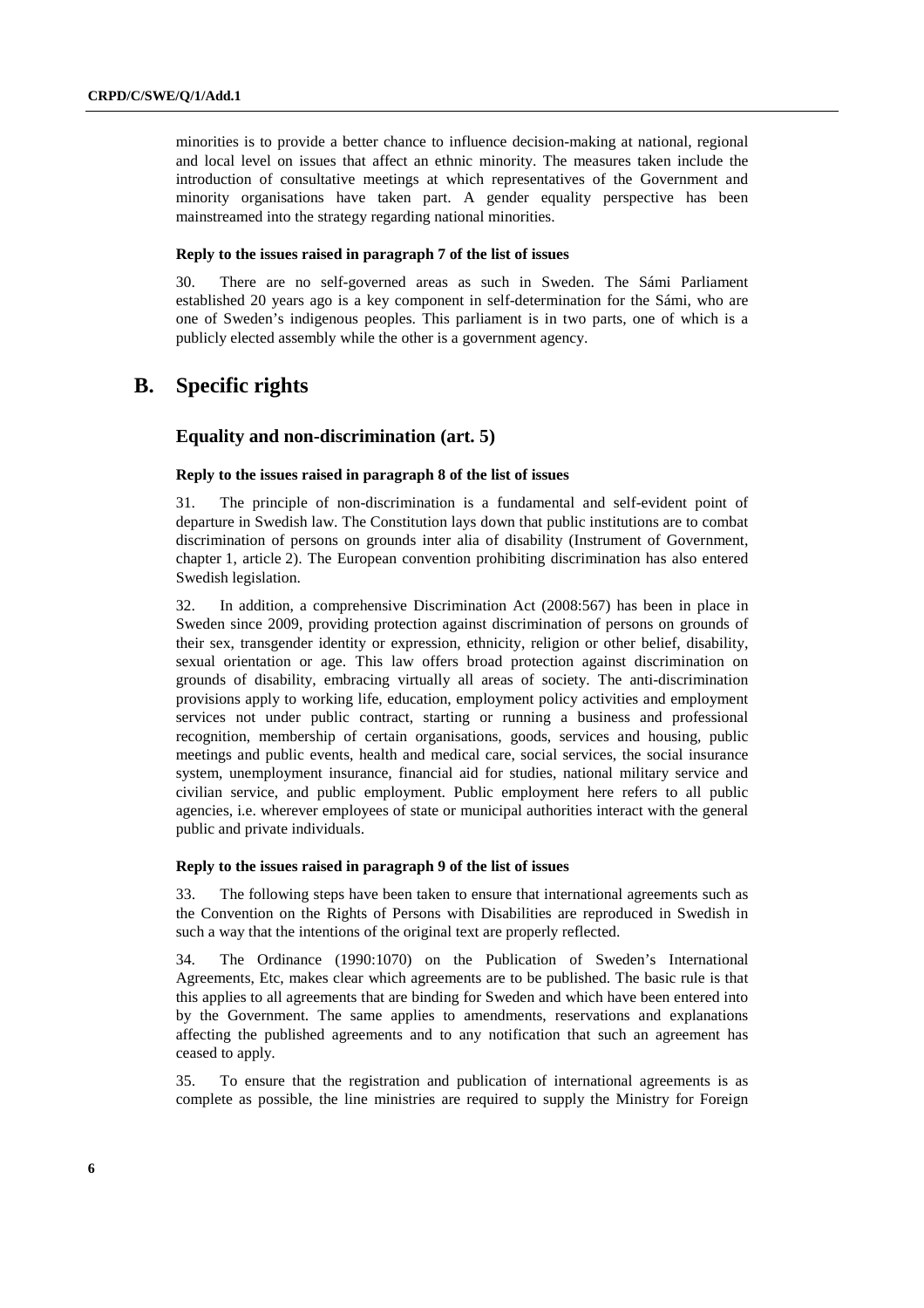minorities is to provide a better chance to influence decision-making at national, regional and local level on issues that affect an ethnic minority. The measures taken include the introduction of consultative meetings at which representatives of the Government and minority organisations have taken part. A gender equality perspective has been mainstreamed into the strategy regarding national minorities.

#### Reply to the issues raised in paragraph 7 of the list of issues

30. There are no self-governed areas as such in Sweden. The Sámi Parliament established 20 years ago is a key component in self-determination for the Sámi, who are one of Sweden's indigenous peoples. This parliament is in two parts, one of which is a publicly elected assembly while the other is a government agency.

## B. Specific rights

### Equality and non-discrimination (art. 5)

#### Reply to the issues raised in paragraph 8 of the list of issues

31. The principle of non-discrimination is a fundamental and self-evident point of departure in Swedish law. The Constitution lays down that public institutions are to combat discrimination of persons on grounds inter alia of disability (Instrument of Government, chapter 1, article 2). The European convention prohibiting discrimination has also entered Swedish legislation.

32. In addition, a comprehensive Discrimination Act (2008:567) has been in place in Sweden since 2009, providing protection against discrimination of persons on grounds of their sex, transgender identity or expression, ethnicity, religion or other belief, disability, sexual orientation or age. This law offers broad protection against discrimination on grounds of disability, embracing virtually all areas of society. The anti-discrimination provisions apply to working life, education, employment policy activities and employment services not under public contract, starting or running a business and professional recognition, membership of certain organisations, goods, services and housing, public meetings and public events, health and medical care, social services, the social insurance system, unemployment insurance, financial aid for studies, national military service and civilian service, and public employment. Public employment here refers to all public agencies, i.e. wherever employees of state or municipal authorities interact with the general public and private individuals.

#### Reply to the issues raised in paragraph 9 of the list of issues

33. The following steps have been taken to ensure that international agreements such as the Convention on the Rights of Persons with Disabilities are reproduced in Swedish in such a way that the intentions of the original text are properly reflected.

34. The Ordinance (1990:1070) on the Publication of Sweden's International Agreements, Etc, makes clear which agreements are to be published. The basic rule is that this applies to all agreements that are binding for Sweden and which have been entered into by the Government. The same applies to amendments, reservations and explanations affecting the published agreements and to any notification that such an agreement has ceased to apply.

35. To ensure that the registration and publication of international agreements is as complete as possible, the line ministries are required to supply the Ministry for Foreign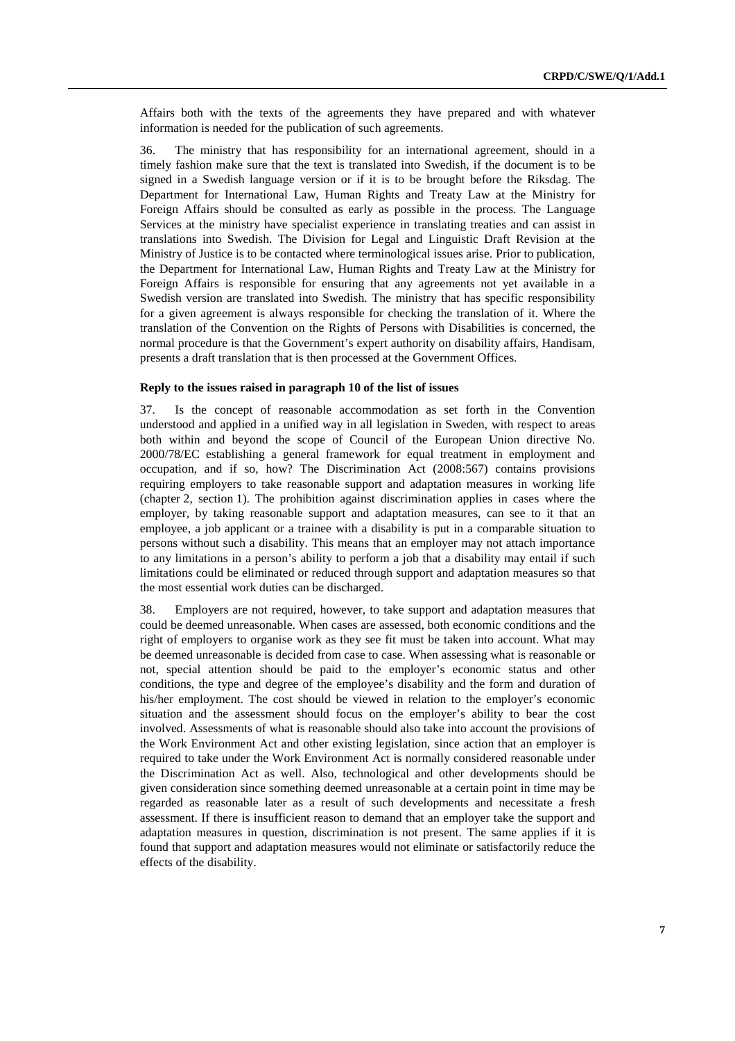Affairs both with the texts of the agreements they have prepared and with whatever information is needed for the publication of such agreements.

36. The ministry that has responsibility for an international agreement, should in a timely fashion make sure that the text is translated into Swedish, if the document is to be signed in a Swedish language version or if it is to be brought before the Riksdag. The Department for International Law, Human Rights and Treaty Law at the Ministry for Foreign Affairs should be consulted as early as possible in the process. The Language Services at the ministry have specialist experience in translating treaties and can assist in translations into Swedish. The Division for Legal and Linguistic Draft Revision at the Ministry of Justice is to be contacted where terminological issues arise. Prior to publication, the Department for International Law, Human Rights and Treaty Law at the Ministry for Foreign Affairs is responsible for ensuring that any agreements not yet available in a Swedish version are translated into Swedish. The ministry that has specific responsibility for a given agreement is always responsible for checking the translation of it. Where the translation of the Convention on the Rights of Persons with Disabilities is concerned, the normal procedure is that the Government's expert authority on disability affairs, Handisam, presents a draft translation that is then processed at the Government Offices.

**Reply to the issues raised in paragraph 10 of the list of issues**

37. Is the concept of reasonable accommodation as set forth in the Convention understood and applied in a unified way in all legislation in Sweden, with respect to areas both within and beyond the scope of Council of the European Union directive No. 2000/78/EC establishing a general framework for equal treatment in employment and occupation, and if so, how? The Discrimination Act (2008:567) contains provisions requiring employers to take reasonable support and adaptation measures in working life (chapter 2, section 1). The prohibition against discrimination applies in cases where the employer, by taking reasonable support and adaptation measures, can see to it that an employee, a job applicant or a trainee with a disability is put in a comparable situation to persons without such a disability. This means that an employer may not attach importance to any limitations in a person's ability to perform a job that a disability may entail if such limitations could be eliminated or reduced through support and adaptation measures so that the most essential work duties can be discharged.

38. Employers are not required, however, to take support and adaptation measures that could be deemed unreasonable. When cases are assessed, both economic conditions and the right of employers to organise work as they see fit must be taken into account. What may be deemed unreasonable is decided from case to case. When assessing what is reasonable or not, special attention should be paid to the employer's economic status and other conditions, the type and degree of the employee's disability and the form and duration of his/her employment. The cost should be viewed in relation to the employer's economic situation and the assessment should focus on the employer's ability to bear the cost involved. Assessments of what is reasonable should also take into account the provisions of the Work Environment Act and other existing legislation, since action that an employer is required to take under the Work Environment Act is normally considered reasonable under the Discrimination Act as well. Also, technological and other developments should be given consideration since something deemed unreasonable at a certain point in time may be regarded as reasonable later as a result of such developments and necessitate a fresh assessment. If there is insufficient reason to demand that an employer take the support and adaptation measures in question, discrimination is not present. The same applies if it is found that support and adaptation measures would not eliminate or satisfactorily reduce the effects of the disability.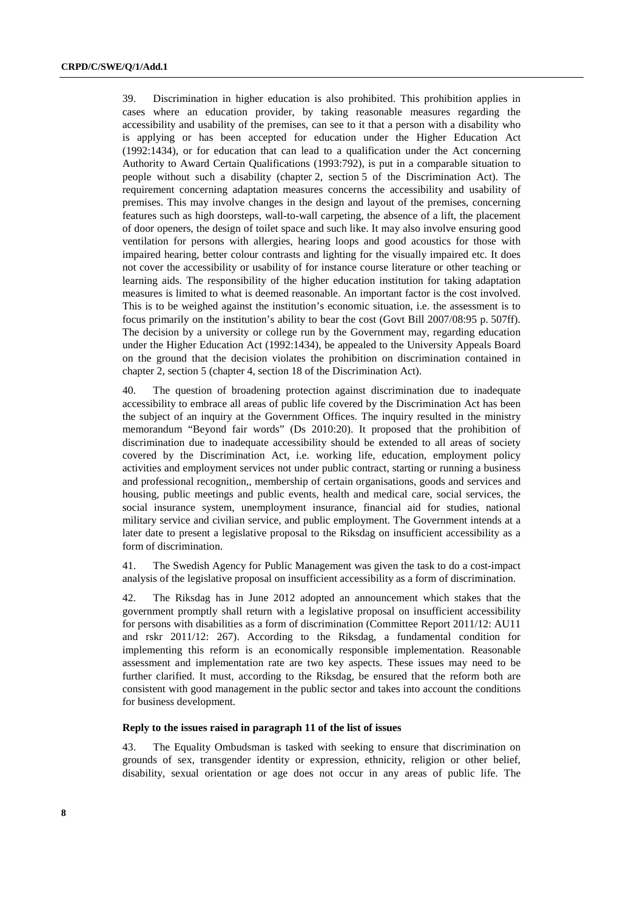39. Discrimination in higher education is also prohibited. This prohibition applies in cases where an education provider, by taking reasonable measures regarding the accessibility and usability of the premises, can see to it that a person with a disability who is applying or has been accepted for education under the Higher Education Act (1992:1434), or for education that can lead to a qualification under the Act concerning Authority to Award Certain Qualifications (1993:792), is put in a comparable situation to people without such a disability (chapter 2, section 5 of the Discrimination Act). The requirement concerning adaptation measures concerns the accessibility and usability of premises. This may involve changes in the design and layout of the premises, concerning features such as high doorsteps, wall-to-wall carpeting, the absence of a lift, the placement of door openers, the design of toilet space and such like. It may also involve ensuring good ventilation for persons with allergies, hearing loops and good acoustics for those with impaired hearing, better colour contrasts and lighting for the visually impaired etc. It does not cover the accessibility or usability of for instance course literature or other teaching or learning aids. The responsibility of the higher education institution for taking adaptation measures is limited to what is deemed reasonable. An important factor is the cost involved. This is to be weighed against the institution's economic situation, i.e. the assessment is to focus primarily on the institution's ability to bear the cost (Govt Bill 2007/08:95 p. 507ff). The decision by a university or college run by the Government may, regarding education under the Higher Education Act (1992:1434), be appealed to the University Appeals Board on the ground that the decision violates the prohibition on discrimination contained in chapter 2, section 5 (chapter 4, section 18 of the Discrimination Act).

40. The question of broadening protection against discrimination due to inadequate accessibility to embrace all areas of public life covered by the Discrimination Act has been the subject of an inquiry at the Government Offices. The inquiry resulted in the ministry memorandum "Beyond fair words" (Ds 2010:20). It proposed that the prohibition of discrimination due to inadequate accessibility should be extended to all areas of society covered by the Discrimination Act, i.e. working life, education, employment policy activities and employment services not under public contract, starting or running a business and professional recognition,, membership of certain organisations, goods and services and housing, public meetings and public events, health and medical care, social services, the social insurance system, unemployment insurance, financial aid for studies, national military service and civilian service, and public employment. The Government intends at a later date to present a legislative proposal to the Riksdag on insufficient accessibility as a form of discrimination.

41. The Swedish Agency for Public Management was given the task to do a cost-impact analysis of the legislative proposal on insufficient accessibility as a form of discrimination.

42. The Riksdag has in June 2012 adopted an announcement which stakes that the government promptly shall return with a legislative proposal on insufficient accessibility for persons with disabilities as a form of discrimination (Committee Report 2011/12: AU11 and rskr 2011/12: 267). According to the Riksdag, a fundamental condition for implementing this reform is an economically responsible implementation. Reasonable assessment and implementation rate are two key aspects. These issues may need to be further clarified. It must, according to the Riksdag, be ensured that the reform both are consistent with good management in the public sector and takes into account the conditions for business development.

**Reply to the issues raised in paragraph 11 of the list of issues**

43. The Equality Ombudsman is tasked with seeking to ensure that discrimination on grounds of sex, transgender identity or expression, ethnicity, religion or other belief, disability, sexual orientation or age does not occur in any areas of public life. The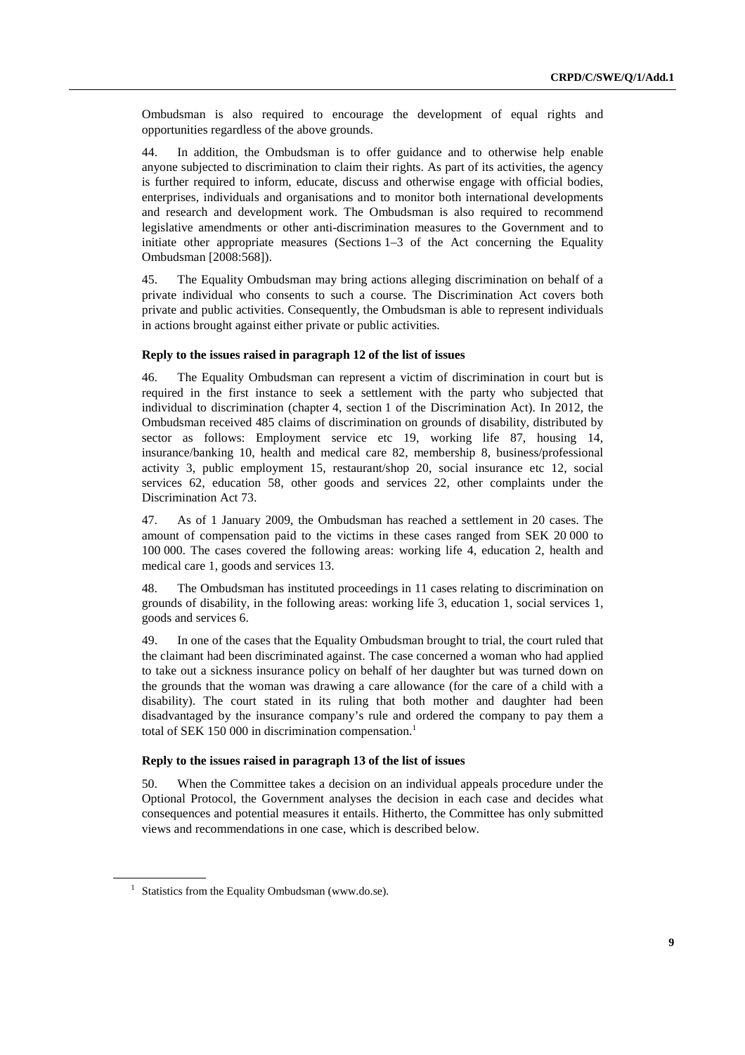Ombudsman is also required to encourage the development of equal rights and opportunities regardless of the above grounds.

44. In addition, the Ombudsman is to offer guidance and to otherwise help enable anyone subjected to discrimination to claim their rights. As part of its activities, the agency is further required to inform, educate, discuss and otherwise engage with official bodies, enterprises, individuals and organisations and to monitor both international developments and research and development work. The Ombudsman is also required to recommend legislative amendments or other anti-discrimination measures to the Government and to initiate other appropriate measures (Sections 1–3 of the Act concerning the Equality Ombudsman [2008:568]).

45. The Equality Ombudsman may bring actions alleging discrimination on behalf of a private individual who consents to such a course. The Discrimination Act covers both private and public activities. Consequently, the Ombudsman is able to represent individuals in actions brought against either private or public activities.

#### Reply to the issues raised in paragraph 12 of the list of issues

46. The Equality Ombudsman can represent a victim of discrimination in court but is required in the first instance to seek a settlement with the party who subjected that individual to discrimination (chapter 4, section 1 of the Discrimination Act). In 2012, the Ombudsman received 485 claims of discrimination on grounds of disability, distributed by sector as follows: Employment service etc 19, working life 87, housing 14, insurance/banking 10, health and medical care 82, membership 8, business/professional activity 3, public employment 15, restaurant/shop 20, social insurance etc 12, social services 62, education 58, other goods and services 22, other complaints under the Discrimination Act 73.

47. As of 1 January 2009, the Ombudsman has reached a settlement in 20 cases. The amount of compensation paid to the victims in these cases ranged from SEK 20 000 to 100 000. The cases covered the following areas: working life 4, education 2, health and medical care 1, goods and services 13.

48. The Ombudsman has instituted proceedings in 11 cases relating to discrimination on grounds of disability, in the following areas: working life 3, education 1, social services 1, goods and services 6.

49. In one of the cases that the Equality Ombudsman brought to trial, the court ruled that the claimant had been discriminated against. The case concerned a woman who had applied to take out a sickness insurance policy on behalf of her daughter but was turned down on the grounds that the woman was drawing a care allowance (for the care of a child with a disability). The court stated in its ruling that both mother and daughter had been disadvantaged by the insurance company's rule and ordered the company to pay them a total of SEK 150 000 in discrimination compensation.[1]

#### Reply to the issues raised in paragraph 13 of the list of issues

50. When the Committee takes a decision on an individual appeals procedure under the Optional Protocol, the Government analyses the decision in each case and decides what consequences and potential measures it entails. Hitherto, the Committee has only submitted views and recommendations in one case, which is described below.

[1] Statistics from the Equality Ombudsman (www.do.se).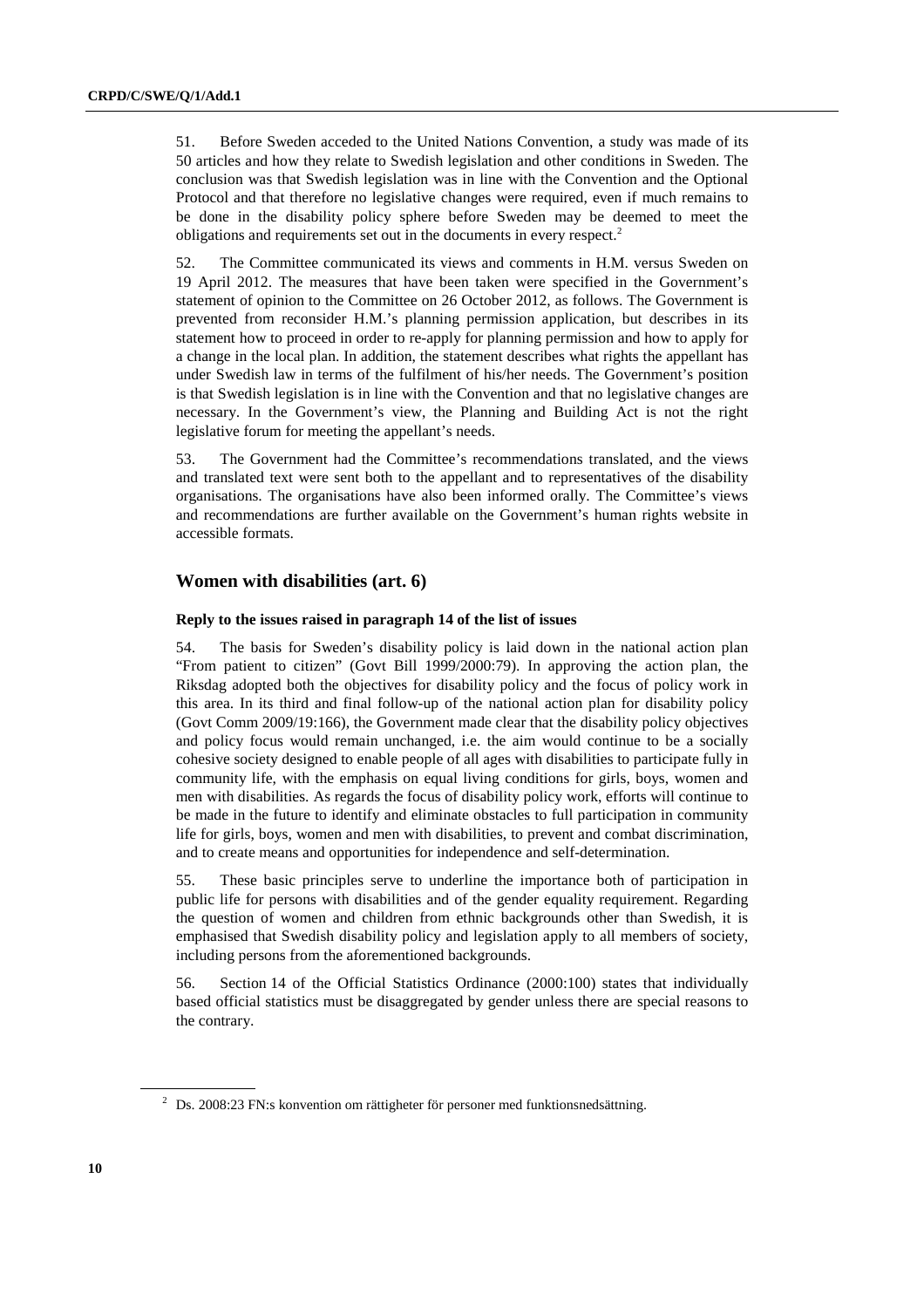51. Before Sweden acceded to the United Nations Convention, a study was made of its 50 articles and how they relate to Swedish legislation and other conditions in Sweden. The conclusion was that Swedish legislation was in line with the Convention and the Optional Protocol and that therefore no legislative changes were required, even if much remains to be done in the disability policy sphere before Sweden may be deemed to meet the obligations and requirements set out in the documents in every respect.[2]

52. The Committee communicated its views and comments in H.M. versus Sweden on 19 April 2012. The measures that have been taken were specified in the Government's statement of opinion to the Committee on 26 October 2012, as follows. The Government is prevented from reconsider H.M.'s planning permission application, but describes in its statement how to proceed in order to re-apply for planning permission and how to apply for a change in the local plan. In addition, the statement describes what rights the appellant has under Swedish law in terms of the fulfilment of his/her needs. The Government's position is that Swedish legislation is in line with the Convention and that no legislative changes are necessary. In the Government's view, the Planning and Building Act is not the right legislative forum for meeting the appellant's needs.

53. The Government had the Committee's recommendations translated, and the views and translated text were sent both to the appellant and to representatives of the disability organisations. The organisations have also been informed orally. The Committee's views and recommendations are further available on the Government's human rights website in accessible formats.

## Women with disabilities (art. 6)

### Reply to the issues raised in paragraph 14 of the list of issues

54. The basis for Sweden's disability policy is laid down in the national action plan "From patient to citizen" (Govt Bill 1999/2000:79). In approving the action plan, the Riksdag adopted both the objectives for disability policy and the focus of policy work in this area. In its third and final follow-up of the national action plan for disability policy (Govt Comm 2009/19:166), the Government made clear that the disability policy objectives and policy focus would remain unchanged, i.e. the aim would continue to be a socially cohesive society designed to enable people of all ages with disabilities to participate fully in community life, with the emphasis on equal living conditions for girls, boys, women and men with disabilities. As regards the focus of disability policy work, efforts will continue to be made in the future to identify and eliminate obstacles to full participation in community life for girls, boys, women and men with disabilities, to prevent and combat discrimination, and to create means and opportunities for independence and self-determination.

55. These basic principles serve to underline the importance both of participation in public life for persons with disabilities and of the gender equality requirement. Regarding the question of women and children from ethnic backgrounds other than Swedish, it is emphasised that Swedish disability policy and legislation apply to all members of society, including persons from the aforementioned backgrounds.

56. Section 14 of the Official Statistics Ordinance (2000:100) states that individually based official statistics must be disaggregated by gender unless there are special reasons to the contrary.

[2] Ds. 2008:23 FN:s konvention om rättigheter för personer med funktionsnedsättning.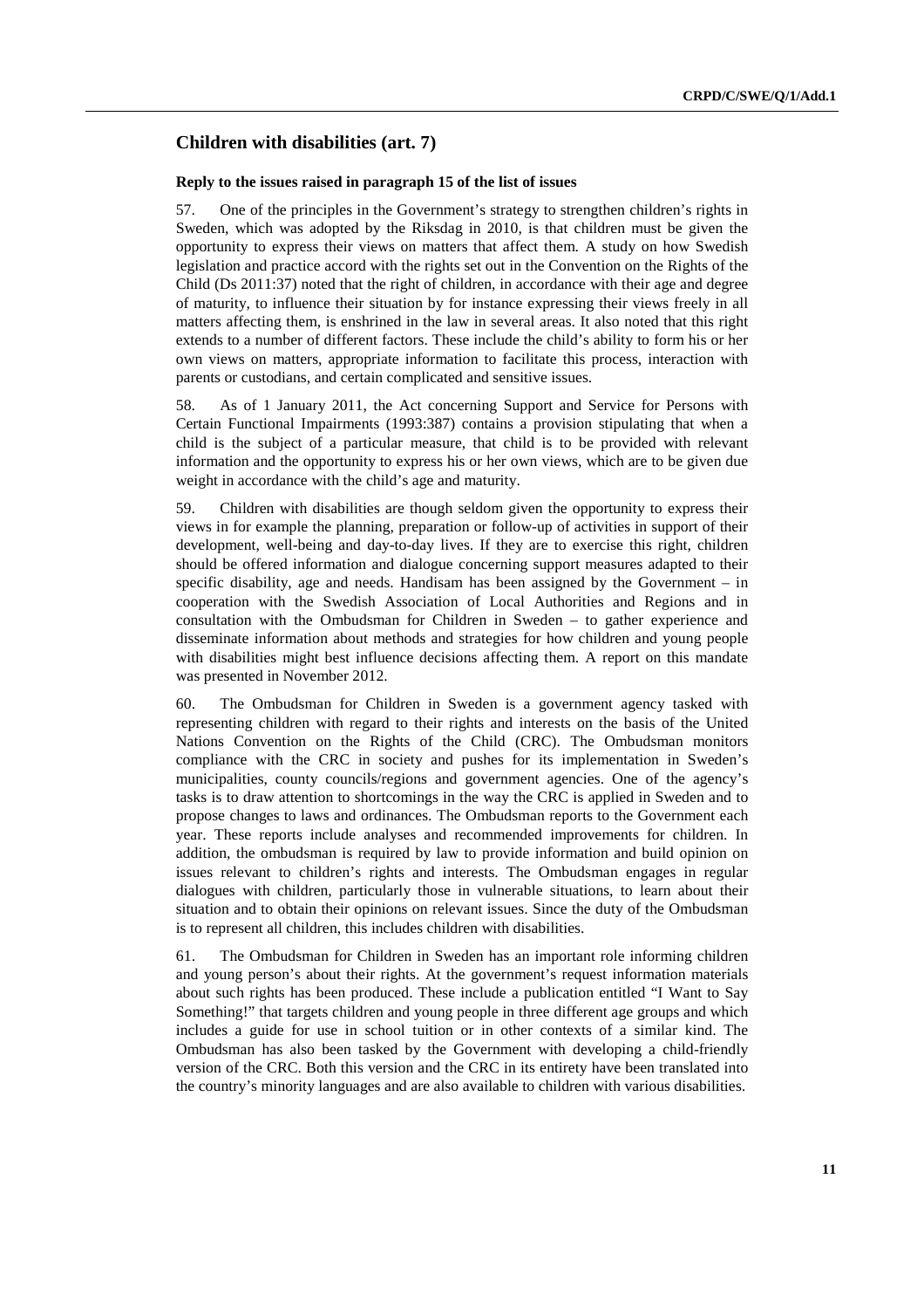## Children with disabilities (art. 7)

### Reply to the issues raised in paragraph 15 of the list of issues

57. One of the principles in the Government's strategy to strengthen children's rights in Sweden, which was adopted by the Riksdag in 2010, is that children must be given the opportunity to express their views on matters that affect them. A study on how Swedish legislation and practice accord with the rights set out in the Convention on the Rights of the Child (Ds 2011:37) noted that the right of children, in accordance with their age and degree of maturity, to influence their situation by for instance expressing their views freely in all matters affecting them, is enshrined in the law in several areas. It also noted that this right extends to a number of different factors. These include the child's ability to form his or her own views on matters, appropriate information to facilitate this process, interaction with parents or custodians, and certain complicated and sensitive issues.

58. As of 1 January 2011, the Act concerning Support and Service for Persons with Certain Functional Impairments (1993:387) contains a provision stipulating that when a child is the subject of a particular measure, that child is to be provided with relevant information and the opportunity to express his or her own views, which are to be given due weight in accordance with the child's age and maturity.

59. Children with disabilities are though seldom given the opportunity to express their views in for example the planning, preparation or follow-up of activities in support of their development, well-being and day-to-day lives. If they are to exercise this right, children should be offered information and dialogue concerning support measures adapted to their specific disability, age and needs. Handisam has been assigned by the Government – in cooperation with the Swedish Association of Local Authorities and Regions and in consultation with the Ombudsman for Children in Sweden – to gather experience and disseminate information about methods and strategies for how children and young people with disabilities might best influence decisions affecting them. A report on this mandate was presented in November 2012.

60. The Ombudsman for Children in Sweden is a government agency tasked with representing children with regard to their rights and interests on the basis of the United Nations Convention on the Rights of the Child (CRC). The Ombudsman monitors compliance with the CRC in society and pushes for its implementation in Sweden's municipalities, county councils/regions and government agencies. One of the agency's tasks is to draw attention to shortcomings in the way the CRC is applied in Sweden and to propose changes to laws and ordinances. The Ombudsman reports to the Government each year. These reports include analyses and recommended improvements for children. In addition, the ombudsman is required by law to provide information and build opinion on issues relevant to children's rights and interests. The Ombudsman engages in regular dialogues with children, particularly those in vulnerable situations, to learn about their situation and to obtain their opinions on relevant issues. Since the duty of the Ombudsman is to represent all children, this includes children with disabilities.

61. The Ombudsman for Children in Sweden has an important role informing children and young person's about their rights. At the government's request information materials about such rights has been produced. These include a publication entitled "I Want to Say Something!" that targets children and young people in three different age groups and which includes a guide for use in school tuition or in other contexts of a similar kind. The Ombudsman has also been tasked by the Government with developing a child-friendly version of the CRC. Both this version and the CRC in its entirety have been translated into the country's minority languages and are also available to children with various disabilities.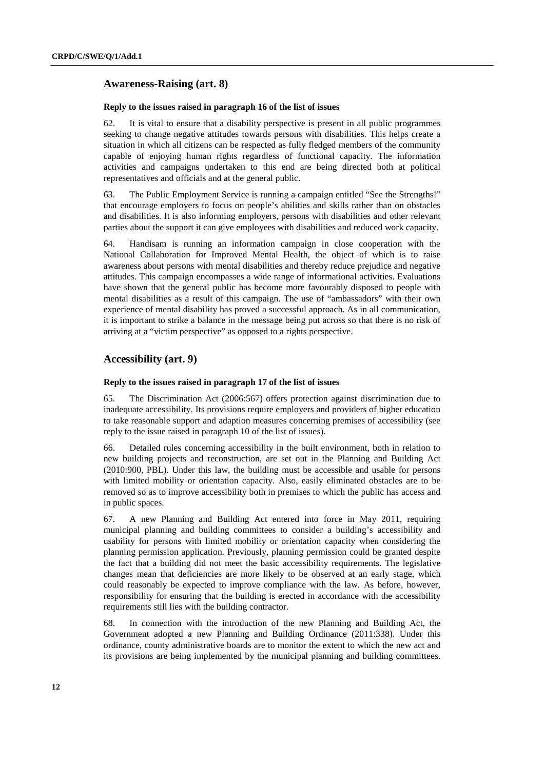## Awareness-Raising (art. 8)

### Reply to the issues raised in paragraph 16 of the list of issues

62. It is vital to ensure that a disability perspective is present in all public programmes seeking to change negative attitudes towards persons with disabilities. This helps create a situation in which all citizens can be respected as fully fledged members of the community capable of enjoying human rights regardless of functional capacity. The information activities and campaigns undertaken to this end are being directed both at political representatives and officials and at the general public.

63. The Public Employment Service is running a campaign entitled "See the Strengths!" that encourage employers to focus on people's abilities and skills rather than on obstacles and disabilities. It is also informing employers, persons with disabilities and other relevant parties about the support it can give employees with disabilities and reduced work capacity.

64. Handisam is running an information campaign in close cooperation with the National Collaboration for Improved Mental Health, the object of which is to raise awareness about persons with mental disabilities and thereby reduce prejudice and negative attitudes. This campaign encompasses a wide range of informational activities. Evaluations have shown that the general public has become more favourably disposed to people with mental disabilities as a result of this campaign. The use of "ambassadors" with their own experience of mental disability has proved a successful approach. As in all communication, it is important to strike a balance in the message being put across so that there is no risk of arriving at a "victim perspective" as opposed to a rights perspective.

## Accessibility (art. 9)

### Reply to the issues raised in paragraph 17 of the list of issues

65. The Discrimination Act (2006:567) offers protection against discrimination due to inadequate accessibility. Its provisions require employers and providers of higher education to take reasonable support and adaption measures concerning premises of accessibility (see reply to the issue raised in paragraph 10 of the list of issues).

66. Detailed rules concerning accessibility in the built environment, both in relation to new building projects and reconstruction, are set out in the Planning and Building Act (2010:900, PBL). Under this law, the building must be accessible and usable for persons with limited mobility or orientation capacity. Also, easily eliminated obstacles are to be removed so as to improve accessibility both in premises to which the public has access and in public spaces.

67. A new Planning and Building Act entered into force in May 2011, requiring municipal planning and building committees to consider a building's accessibility and usability for persons with limited mobility or orientation capacity when considering the planning permission application. Previously, planning permission could be granted despite the fact that a building did not meet the basic accessibility requirements. The legislative changes mean that deficiencies are more likely to be observed at an early stage, which could reasonably be expected to improve compliance with the law. As before, however, responsibility for ensuring that the building is erected in accordance with the accessibility requirements still lies with the building contractor.

68. In connection with the introduction of the new Planning and Building Act, the Government adopted a new Planning and Building Ordinance (2011:338). Under this ordinance, county administrative boards are to monitor the extent to which the new act and its provisions are being implemented by the municipal planning and building committees.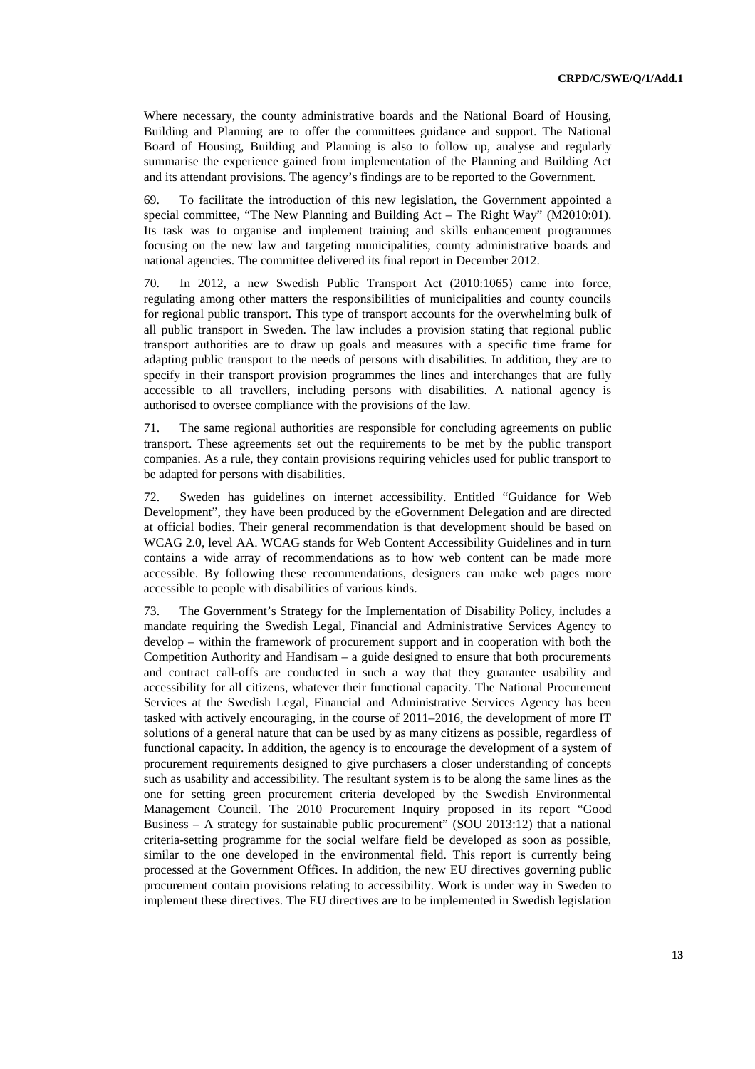Where necessary, the county administrative boards and the National Board of Housing, Building and Planning are to offer the committees guidance and support. The National Board of Housing, Building and Planning is also to follow up, analyse and regularly summarise the experience gained from implementation of the Planning and Building Act and its attendant provisions. The agency's findings are to be reported to the Government.

69. To facilitate the introduction of this new legislation, the Government appointed a special committee, "The New Planning and Building Act – The Right Way" (M2010:01). Its task was to organise and implement training and skills enhancement programmes focusing on the new law and targeting municipalities, county administrative boards and national agencies. The committee delivered its final report in December 2012.

70. In 2012, a new Swedish Public Transport Act (2010:1065) came into force, regulating among other matters the responsibilities of municipalities and county councils for regional public transport. This type of transport accounts for the overwhelming bulk of all public transport in Sweden. The law includes a provision stating that regional public transport authorities are to draw up goals and measures with a specific time frame for adapting public transport to the needs of persons with disabilities. In addition, they are to specify in their transport provision programmes the lines and interchanges that are fully accessible to all travellers, including persons with disabilities. A national agency is authorised to oversee compliance with the provisions of the law.

71. The same regional authorities are responsible for concluding agreements on public transport. These agreements set out the requirements to be met by the public transport companies. As a rule, they contain provisions requiring vehicles used for public transport to be adapted for persons with disabilities.

72. Sweden has guidelines on internet accessibility. Entitled "Guidance for Web Development", they have been produced by the eGovernment Delegation and are directed at official bodies. Their general recommendation is that development should be based on WCAG 2.0, level AA. WCAG stands for Web Content Accessibility Guidelines and in turn contains a wide array of recommendations as to how web content can be made more accessible. By following these recommendations, designers can make web pages more accessible to people with disabilities of various kinds.

73. The Government's Strategy for the Implementation of Disability Policy, includes a mandate requiring the Swedish Legal, Financial and Administrative Services Agency to develop – within the framework of procurement support and in cooperation with both the Competition Authority and Handisam – a guide designed to ensure that both procurements and contract call-offs are conducted in such a way that they guarantee usability and accessibility for all citizens, whatever their functional capacity. The National Procurement Services at the Swedish Legal, Financial and Administrative Services Agency has been tasked with actively encouraging, in the course of 2011–2016, the development of more IT solutions of a general nature that can be used by as many citizens as possible, regardless of functional capacity. In addition, the agency is to encourage the development of a system of procurement requirements designed to give purchasers a closer understanding of concepts such as usability and accessibility. The resultant system is to be along the same lines as the one for setting green procurement criteria developed by the Swedish Environmental Management Council. The 2010 Procurement Inquiry proposed in its report "Good Business – A strategy for sustainable public procurement" (SOU 2013:12) that a national criteria-setting programme for the social welfare field be developed as soon as possible, similar to the one developed in the environmental field. This report is currently being processed at the Government Offices. In addition, the new EU directives governing public procurement contain provisions relating to accessibility. Work is under way in Sweden to implement these directives. The EU directives are to be implemented in Swedish legislation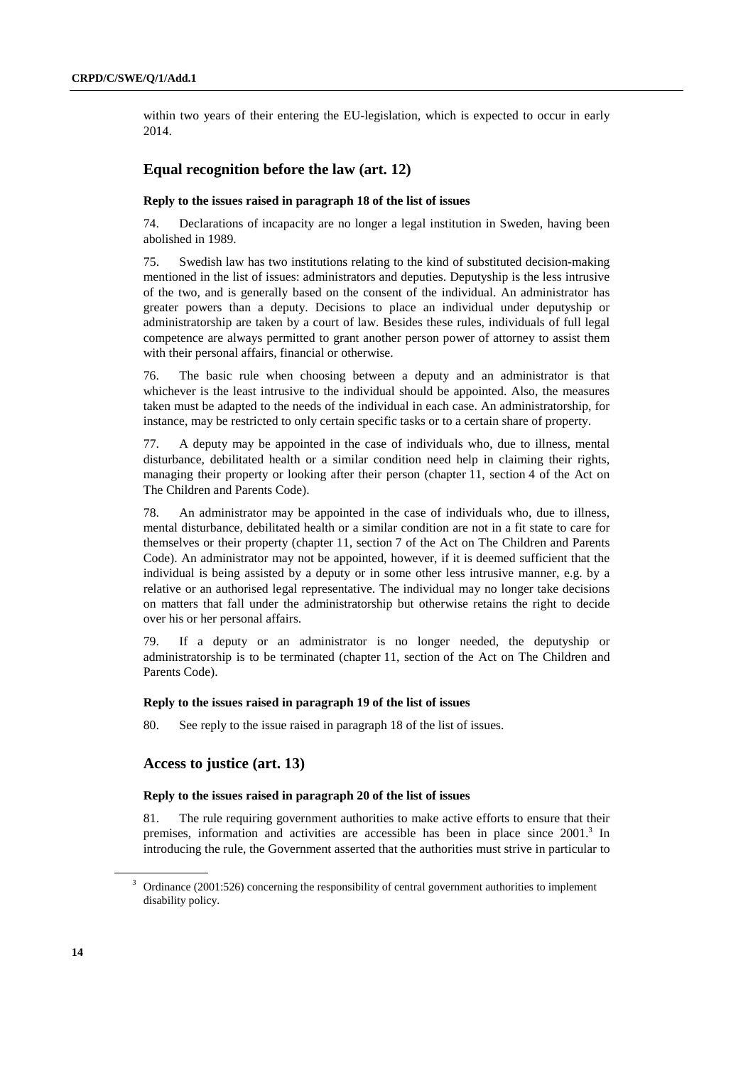within two years of their entering the EU-legislation, which is expected to occur in early 2014.

## Equal recognition before the law (art. 12)

### Reply to the issues raised in paragraph 18 of the list of issues

74. Declarations of incapacity are no longer a legal institution in Sweden, having been abolished in 1989.

75. Swedish law has two institutions relating to the kind of substituted decision-making mentioned in the list of issues: administrators and deputies. Deputyship is the less intrusive of the two, and is generally based on the consent of the individual. An administrator has greater powers than a deputy. Decisions to place an individual under deputyship or administratorship are taken by a court of law. Besides these rules, individuals of full legal competence are always permitted to grant another person power of attorney to assist them with their personal affairs, financial or otherwise.

76. The basic rule when choosing between a deputy and an administrator is that whichever is the least intrusive to the individual should be appointed. Also, the measures taken must be adapted to the needs of the individual in each case. An administratorship, for instance, may be restricted to only certain specific tasks or to a certain share of property.

77. A deputy may be appointed in the case of individuals who, due to illness, mental disturbance, debilitated health or a similar condition need help in claiming their rights, managing their property or looking after their person (chapter 11, section 4 of the Act on The Children and Parents Code).

78. An administrator may be appointed in the case of individuals who, due to illness, mental disturbance, debilitated health or a similar condition are not in a fit state to care for themselves or their property (chapter 11, section 7 of the Act on The Children and Parents Code). An administrator may not be appointed, however, if it is deemed sufficient that the individual is being assisted by a deputy or in some other less intrusive manner, e.g. by a relative or an authorised legal representative. The individual may no longer take decisions on matters that fall under the administratorship but otherwise retains the right to decide over his or her personal affairs.

79. If a deputy or an administrator is no longer needed, the deputyship or administratorship is to be terminated (chapter 11, section of the Act on The Children and Parents Code).

### Reply to the issues raised in paragraph 19 of the list of issues

80. See reply to the issue raised in paragraph 18 of the list of issues.

## Access to justice (art. 13)

### Reply to the issues raised in paragraph 20 of the list of issues

81. The rule requiring government authorities to make active efforts to ensure that their premises, information and activities are accessible has been in place since 2001.[3] In introducing the rule, the Government asserted that the authorities must strive in particular to

[3] Ordinance (2001:526) concerning the responsibility of central government authorities to implement disability policy.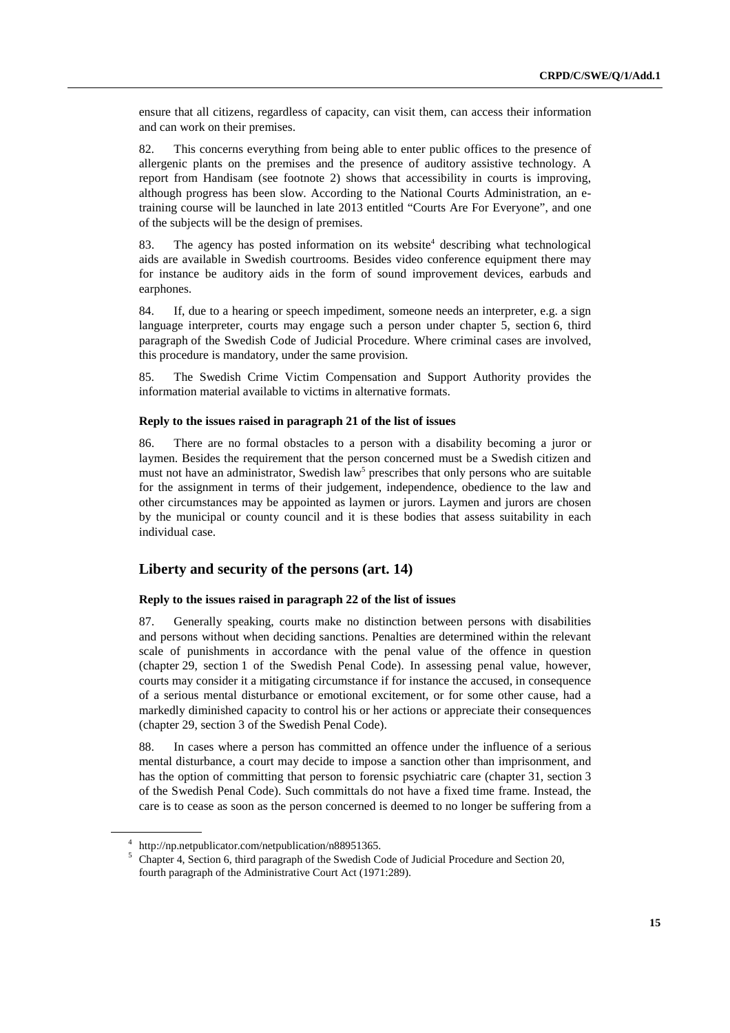ensure that all citizens, regardless of capacity, can visit them, can access their information and can work on their premises.

82. This concerns everything from being able to enter public offices to the presence of allergenic plants on the premises and the presence of auditory assistive technology. A report from Handisam (see footnote 2) shows that accessibility in courts is improving, although progress has been slow. According to the National Courts Administration, an e-training course will be launched in late 2013 entitled "Courts Are For Everyone", and one of the subjects will be the design of premises.

83. The agency has posted information on its website[4] describing what technological aids are available in Swedish courtrooms. Besides video conference equipment there may for instance be auditory aids in the form of sound improvement devices, earbuds and earphones.

84. If, due to a hearing or speech impediment, someone needs an interpreter, e.g. a sign language interpreter, courts may engage such a person under chapter 5, section 6, third paragraph of the Swedish Code of Judicial Procedure. Where criminal cases are involved, this procedure is mandatory, under the same provision.

85. The Swedish Crime Victim Compensation and Support Authority provides the information material available to victims in alternative formats.

#### Reply to the issues raised in paragraph 21 of the list of issues

86. There are no formal obstacles to a person with a disability becoming a juror or laymen. Besides the requirement that the person concerned must be a Swedish citizen and must not have an administrator, Swedish law[5] prescribes that only persons who are suitable for the assignment in terms of their judgement, independence, obedience to the law and other circumstances may be appointed as laymen or jurors. Laymen and jurors are chosen by the municipal or county council and it is these bodies that assess suitability in each individual case.

### Liberty and security of the persons (art. 14)

#### Reply to the issues raised in paragraph 22 of the list of issues

87. Generally speaking, courts make no distinction between persons with disabilities and persons without when deciding sanctions. Penalties are determined within the relevant scale of punishments in accordance with the penal value of the offence in question (chapter 29, section 1 of the Swedish Penal Code). In assessing penal value, however, courts may consider it a mitigating circumstance if for instance the accused, in consequence of a serious mental disturbance or emotional excitement, or for some other cause, had a markedly diminished capacity to control his or her actions or appreciate their consequences (chapter 29, section 3 of the Swedish Penal Code).

88. In cases where a person has committed an offence under the influence of a serious mental disturbance, a court may decide to impose a sanction other than imprisonment, and has the option of committing that person to forensic psychiatric care (chapter 31, section 3 of the Swedish Penal Code). Such committals do not have a fixed time frame. Instead, the care is to cease as soon as the person concerned is deemed to no longer be suffering from a

[4] http://np.netpublicator.com/netpublication/n88951365.

[5] Chapter 4, Section 6, third paragraph of the Swedish Code of Judicial Procedure and Section 20, fourth paragraph of the Administrative Court Act (1971:289).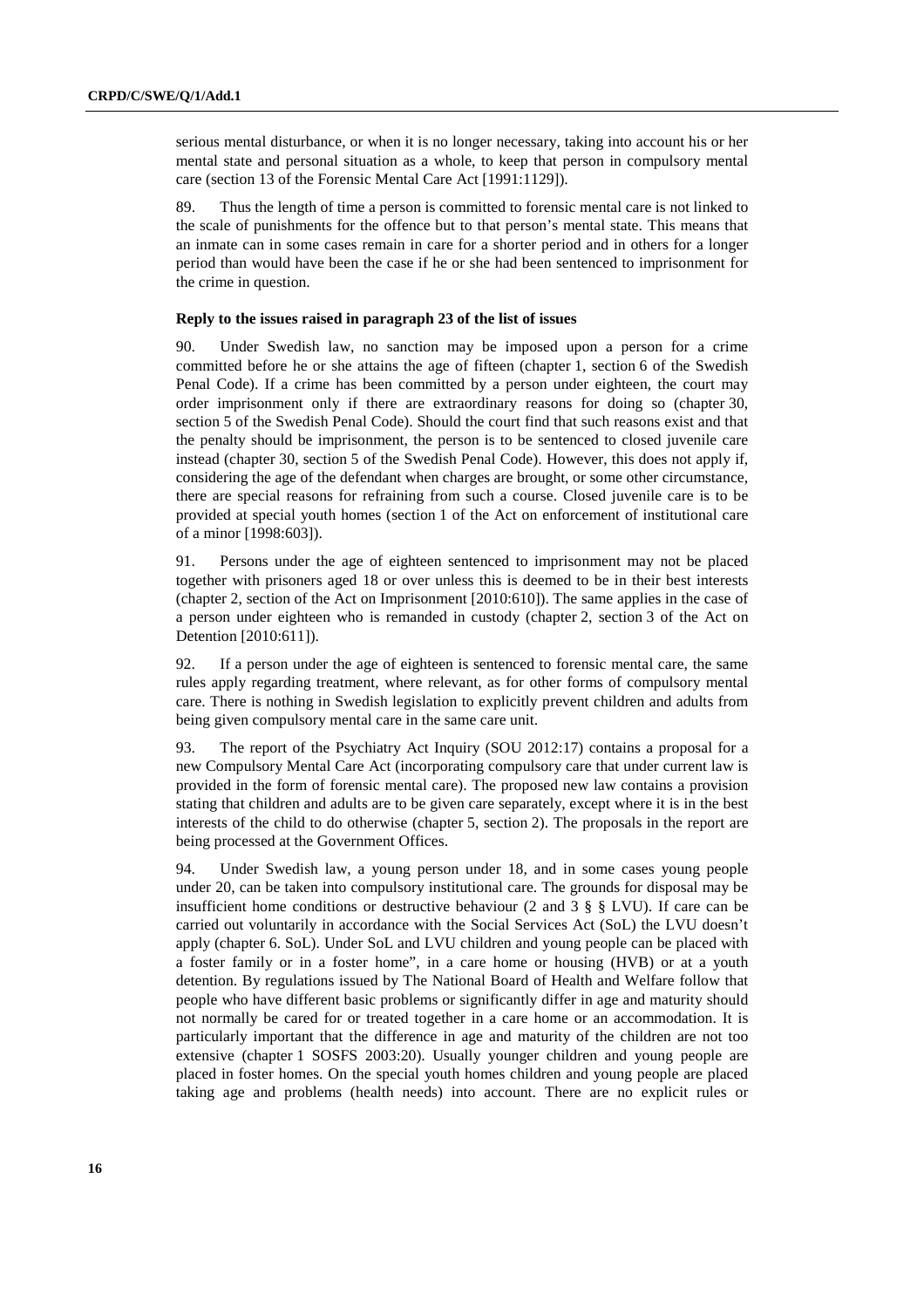serious mental disturbance, or when it is no longer necessary, taking into account his or her mental state and personal situation as a whole, to keep that person in compulsory mental care (section 13 of the Forensic Mental Care Act [1991:1129]).

89. Thus the length of time a person is committed to forensic mental care is not linked to the scale of punishments for the offence but to that person's mental state. This means that an inmate can in some cases remain in care for a shorter period and in others for a longer period than would have been the case if he or she had been sentenced to imprisonment for the crime in question.

**Reply to the issues raised in paragraph 23 of the list of issues**

90. Under Swedish law, no sanction may be imposed upon a person for a crime committed before he or she attains the age of fifteen (chapter 1, section 6 of the Swedish Penal Code). If a crime has been committed by a person under eighteen, the court may order imprisonment only if there are extraordinary reasons for doing so (chapter 30, section 5 of the Swedish Penal Code). Should the court find that such reasons exist and that the penalty should be imprisonment, the person is to be sentenced to closed juvenile care instead (chapter 30, section 5 of the Swedish Penal Code). However, this does not apply if, considering the age of the defendant when charges are brought, or some other circumstance, there are special reasons for refraining from such a course. Closed juvenile care is to be provided at special youth homes (section 1 of the Act on enforcement of institutional care of a minor [1998:603]).

91. Persons under the age of eighteen sentenced to imprisonment may not be placed together with prisoners aged 18 or over unless this is deemed to be in their best interests (chapter 2, section of the Act on Imprisonment [2010:610]). The same applies in the case of a person under eighteen who is remanded in custody (chapter 2, section 3 of the Act on Detention [2010:611]).

92. If a person under the age of eighteen is sentenced to forensic mental care, the same rules apply regarding treatment, where relevant, as for other forms of compulsory mental care. There is nothing in Swedish legislation to explicitly prevent children and adults from being given compulsory mental care in the same care unit.

93. The report of the Psychiatry Act Inquiry (SOU 2012:17) contains a proposal for a new Compulsory Mental Care Act (incorporating compulsory care that under current law is provided in the form of forensic mental care). The proposed new law contains a provision stating that children and adults are to be given care separately, except where it is in the best interests of the child to do otherwise (chapter 5, section 2). The proposals in the report are being processed at the Government Offices.

94. Under Swedish law, a young person under 18, and in some cases young people under 20, can be taken into compulsory institutional care. The grounds for disposal may be insufficient home conditions or destructive behaviour (2 and 3 § § LVU). If care can be carried out voluntarily in accordance with the Social Services Act (SoL) the LVU doesn't apply (chapter 6. SoL). Under SoL and LVU children and young people can be placed with a foster family or in a foster home", in a care home or housing (HVB) or at a youth detention. By regulations issued by The National Board of Health and Welfare follow that people who have different basic problems or significantly differ in age and maturity should not normally be cared for or treated together in a care home or an accommodation. It is particularly important that the difference in age and maturity of the children are not too extensive (chapter 1 SOSFS 2003:20). Usually younger children and young people are placed in foster homes. On the special youth homes children and young people are placed taking age and problems (health needs) into account. There are no explicit rules or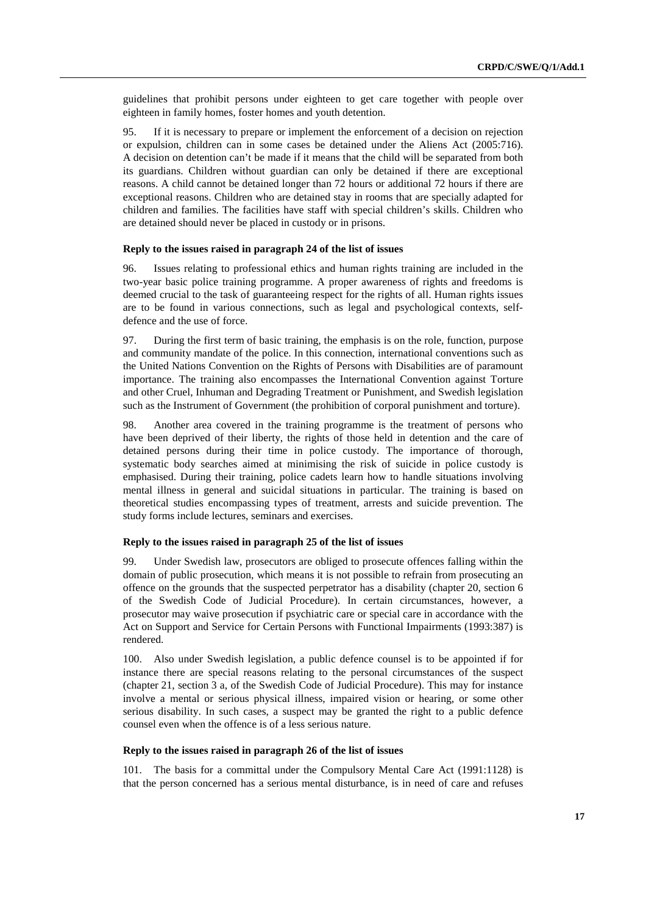guidelines that prohibit persons under eighteen to get care together with people over eighteen in family homes, foster homes and youth detention.

95. If it is necessary to prepare or implement the enforcement of a decision on rejection or expulsion, children can in some cases be detained under the Aliens Act (2005:716). A decision on detention can't be made if it means that the child will be separated from both its guardians. Children without guardian can only be detained if there are exceptional reasons. A child cannot be detained longer than 72 hours or additional 72 hours if there are exceptional reasons. Children who are detained stay in rooms that are specially adapted for children and families. The facilities have staff with special children's skills. Children who are detained should never be placed in custody or in prisons.

### Reply to the issues raised in paragraph 24 of the list of issues

96. Issues relating to professional ethics and human rights training are included in the two-year basic police training programme. A proper awareness of rights and freedoms is deemed crucial to the task of guaranteeing respect for the rights of all. Human rights issues are to be found in various connections, such as legal and psychological contexts, self-defence and the use of force.

97. During the first term of basic training, the emphasis is on the role, function, purpose and community mandate of the police. In this connection, international conventions such as the United Nations Convention on the Rights of Persons with Disabilities are of paramount importance. The training also encompasses the International Convention against Torture and other Cruel, Inhuman and Degrading Treatment or Punishment, and Swedish legislation such as the Instrument of Government (the prohibition of corporal punishment and torture).

98. Another area covered in the training programme is the treatment of persons who have been deprived of their liberty, the rights of those held in detention and the care of detained persons during their time in police custody. The importance of thorough, systematic body searches aimed at minimising the risk of suicide in police custody is emphasised. During their training, police cadets learn how to handle situations involving mental illness in general and suicidal situations in particular. The training is based on theoretical studies encompassing types of treatment, arrests and suicide prevention. The study forms include lectures, seminars and exercises.

### Reply to the issues raised in paragraph 25 of the list of issues

99. Under Swedish law, prosecutors are obliged to prosecute offences falling within the domain of public prosecution, which means it is not possible to refrain from prosecuting an offence on the grounds that the suspected perpetrator has a disability (chapter 20, section 6 of the Swedish Code of Judicial Procedure). In certain circumstances, however, a prosecutor may waive prosecution if psychiatric care or special care in accordance with the Act on Support and Service for Certain Persons with Functional Impairments (1993:387) is rendered.

100. Also under Swedish legislation, a public defence counsel is to be appointed if for instance there are special reasons relating to the personal circumstances of the suspect (chapter 21, section 3 a, of the Swedish Code of Judicial Procedure). This may for instance involve a mental or serious physical illness, impaired vision or hearing, or some other serious disability. In such cases, a suspect may be granted the right to a public defence counsel even when the offence is of a less serious nature.

### Reply to the issues raised in paragraph 26 of the list of issues

101. The basis for a committal under the Compulsory Mental Care Act (1991:1128) is that the person concerned has a serious mental disturbance, is in need of care and refuses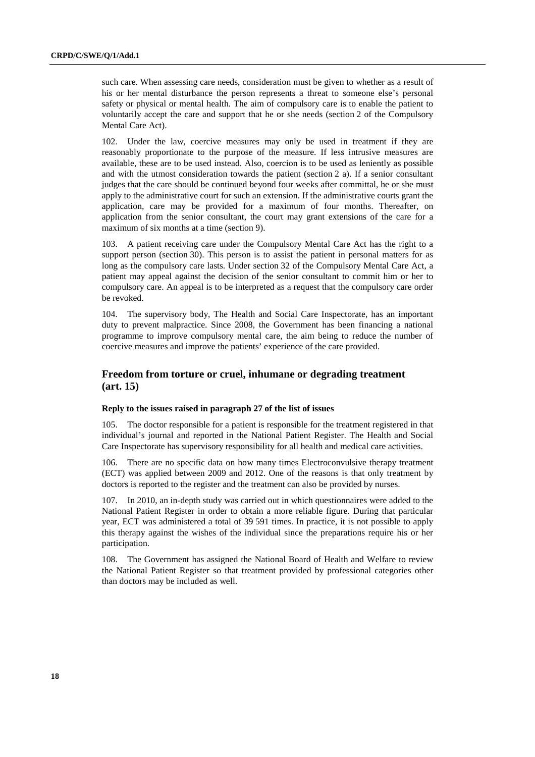such care. When assessing care needs, consideration must be given to whether as a result of his or her mental disturbance the person represents a threat to someone else's personal safety or physical or mental health. The aim of compulsory care is to enable the patient to voluntarily accept the care and support that he or she needs (section 2 of the Compulsory Mental Care Act).

102. Under the law, coercive measures may only be used in treatment if they are reasonably proportionate to the purpose of the measure. If less intrusive measures are available, these are to be used instead. Also, coercion is to be used as leniently as possible and with the utmost consideration towards the patient (section 2 a). If a senior consultant judges that the care should be continued beyond four weeks after committal, he or she must apply to the administrative court for such an extension. If the administrative courts grant the application, care may be provided for a maximum of four months. Thereafter, on application from the senior consultant, the court may grant extensions of the care for a maximum of six months at a time (section 9).

103. A patient receiving care under the Compulsory Mental Care Act has the right to a support person (section 30). This person is to assist the patient in personal matters for as long as the compulsory care lasts. Under section 32 of the Compulsory Mental Care Act, a patient may appeal against the decision of the senior consultant to commit him or her to compulsory care. An appeal is to be interpreted as a request that the compulsory care order be revoked.

104. The supervisory body, The Health and Social Care Inspectorate, has an important duty to prevent malpractice. Since 2008, the Government has been financing a national programme to improve compulsory mental care, the aim being to reduce the number of coercive measures and improve the patients' experience of the care provided.

## Freedom from torture or cruel, inhumane or degrading treatment (art. 15)

#### Reply to the issues raised in paragraph 27 of the list of issues

105. The doctor responsible for a patient is responsible for the treatment registered in that individual's journal and reported in the National Patient Register. The Health and Social Care Inspectorate has supervisory responsibility for all health and medical care activities.

106. There are no specific data on how many times Electroconvulsive therapy treatment (ECT) was applied between 2009 and 2012. One of the reasons is that only treatment by doctors is reported to the register and the treatment can also be provided by nurses.

107. In 2010, an in-depth study was carried out in which questionnaires were added to the National Patient Register in order to obtain a more reliable figure. During that particular year, ECT was administered a total of 39 591 times. In practice, it is not possible to apply this therapy against the wishes of the individual since the preparations require his or her participation.

108. The Government has assigned the National Board of Health and Welfare to review the National Patient Register so that treatment provided by professional categories other than doctors may be included as well.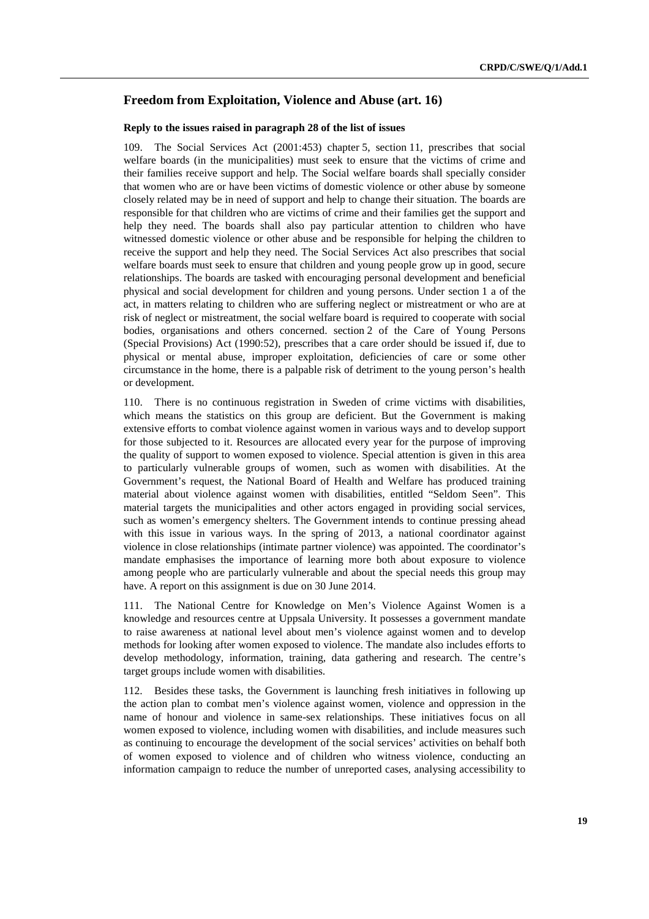## Freedom from Exploitation, Violence and Abuse (art. 16)

### Reply to the issues raised in paragraph 28 of the list of issues

109. The Social Services Act (2001:453) chapter 5, section 11, prescribes that social welfare boards (in the municipalities) must seek to ensure that the victims of crime and their families receive support and help. The Social welfare boards shall specially consider that women who are or have been victims of domestic violence or other abuse by someone closely related may be in need of support and help to change their situation. The boards are responsible for that children who are victims of crime and their families get the support and help they need. The boards shall also pay particular attention to children who have witnessed domestic violence or other abuse and be responsible for helping the children to receive the support and help they need. The Social Services Act also prescribes that social welfare boards must seek to ensure that children and young people grow up in good, secure relationships. The boards are tasked with encouraging personal development and beneficial physical and social development for children and young persons. Under section 1 a of the act, in matters relating to children who are suffering neglect or mistreatment or who are at risk of neglect or mistreatment, the social welfare board is required to cooperate with social bodies, organisations and others concerned. section 2 of the Care of Young Persons (Special Provisions) Act (1990:52), prescribes that a care order should be issued if, due to physical or mental abuse, improper exploitation, deficiencies of care or some other circumstance in the home, there is a palpable risk of detriment to the young person's health or development.

110. There is no continuous registration in Sweden of crime victims with disabilities, which means the statistics on this group are deficient. But the Government is making extensive efforts to combat violence against women in various ways and to develop support for those subjected to it. Resources are allocated every year for the purpose of improving the quality of support to women exposed to violence. Special attention is given in this area to particularly vulnerable groups of women, such as women with disabilities. At the Government's request, the National Board of Health and Welfare has produced training material about violence against women with disabilities, entitled "Seldom Seen". This material targets the municipalities and other actors engaged in providing social services, such as women's emergency shelters. The Government intends to continue pressing ahead with this issue in various ways. In the spring of 2013, a national coordinator against violence in close relationships (intimate partner violence) was appointed. The coordinator's mandate emphasises the importance of learning more both about exposure to violence among people who are particularly vulnerable and about the special needs this group may have. A report on this assignment is due on 30 June 2014.

111. The National Centre for Knowledge on Men's Violence Against Women is a knowledge and resources centre at Uppsala University. It possesses a government mandate to raise awareness at national level about men's violence against women and to develop methods for looking after women exposed to violence. The mandate also includes efforts to develop methodology, information, training, data gathering and research. The centre's target groups include women with disabilities.

112. Besides these tasks, the Government is launching fresh initiatives in following up the action plan to combat men's violence against women, violence and oppression in the name of honour and violence in same-sex relationships. These initiatives focus on all women exposed to violence, including women with disabilities, and include measures such as continuing to encourage the development of the social services' activities on behalf both of women exposed to violence and of children who witness violence, conducting an information campaign to reduce the number of unreported cases, analysing accessibility to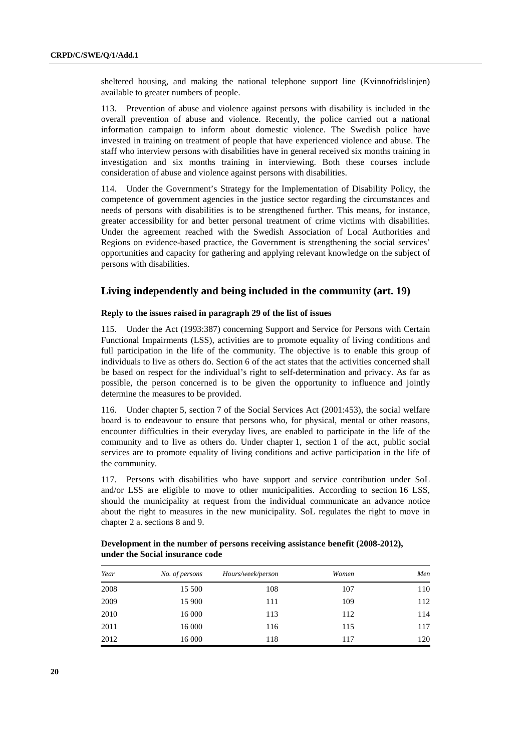sheltered housing, and making the national telephone support line (Kvinnofridslinjen) available to greater numbers of people.

113. Prevention of abuse and violence against persons with disability is included in the overall prevention of abuse and violence. Recently, the police carried out a national information campaign to inform about domestic violence. The Swedish police have invested in training on treatment of people that have experienced violence and abuse. The staff who interview persons with disabilities have in general received six months training in investigation and six months training in interviewing. Both these courses include consideration of abuse and violence against persons with disabilities.

114. Under the Government's Strategy for the Implementation of Disability Policy, the competence of government agencies in the justice sector regarding the circumstances and needs of persons with disabilities is to be strengthened further. This means, for instance, greater accessibility for and better personal treatment of crime victims with disabilities. Under the agreement reached with the Swedish Association of Local Authorities and Regions on evidence-based practice, the Government is strengthening the social services' opportunities and capacity for gathering and applying relevant knowledge on the subject of persons with disabilities.

## Living independently and being included in the community (art. 19)

### Reply to the issues raised in paragraph 29 of the list of issues

115. Under the Act (1993:387) concerning Support and Service for Persons with Certain Functional Impairments (LSS), activities are to promote equality of living conditions and full participation in the life of the community. The objective is to enable this group of individuals to live as others do. Section 6 of the act states that the activities concerned shall be based on respect for the individual's right to self-determination and privacy. As far as possible, the person concerned is to be given the opportunity to influence and jointly determine the measures to be provided.

116. Under chapter 5, section 7 of the Social Services Act (2001:453), the social welfare board is to endeavour to ensure that persons who, for physical, mental or other reasons, encounter difficulties in their everyday lives, are enabled to participate in the life of the community and to live as others do. Under chapter 1, section 1 of the act, public social services are to promote equality of living conditions and active participation in the life of the community.

117. Persons with disabilities who have support and service contribution under SoL and/or LSS are eligible to move to other municipalities. According to section 16 LSS, should the municipality at request from the individual communicate an advance notice about the right to measures in the new municipality. SoL regulates the right to move in chapter 2 a. sections 8 and 9.

**Development in the number of persons receiving assistance benefit (2008-2012), under the Social insurance code**

| *Year* | *No. of persons* | *Hours/week/person* | *Women* | *Men* |
|---|---|---|---|---|
| 2008 | 15 500 | 108 | 107 | 110 |
| 2009 | 15 900 | 111 | 109 | 112 |
| 2010 | 16 000 | 113 | 112 | 114 |
| 2011 | 16 000 | 116 | 115 | 117 |
| 2012 | 16 000 | 118 | 117 | 120 |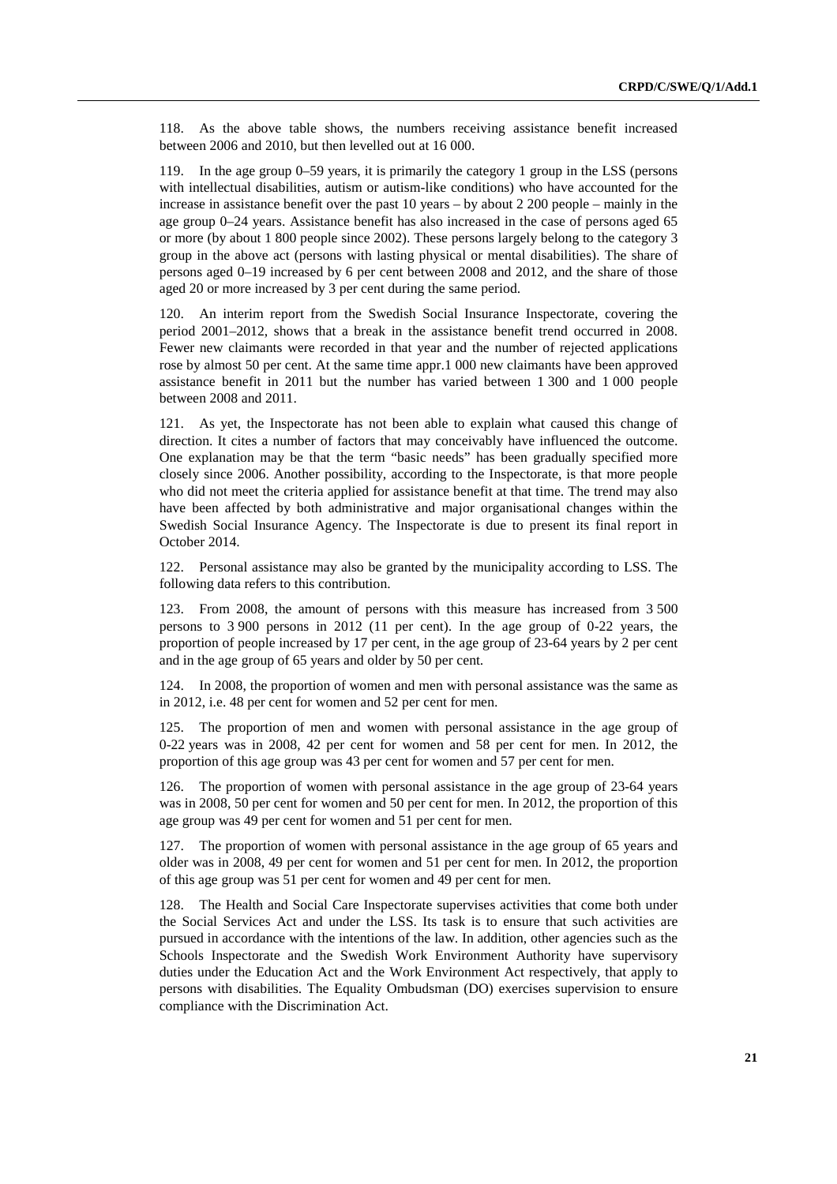118. As the above table shows, the numbers receiving assistance benefit increased between 2006 and 2010, but then levelled out at 16 000.

119. In the age group 0–59 years, it is primarily the category 1 group in the LSS (persons with intellectual disabilities, autism or autism-like conditions) who have accounted for the increase in assistance benefit over the past 10 years – by about 2 200 people – mainly in the age group 0–24 years. Assistance benefit has also increased in the case of persons aged 65 or more (by about 1 800 people since 2002). These persons largely belong to the category 3 group in the above act (persons with lasting physical or mental disabilities). The share of persons aged 0–19 increased by 6 per cent between 2008 and 2012, and the share of those aged 20 or more increased by 3 per cent during the same period.

120. An interim report from the Swedish Social Insurance Inspectorate, covering the period 2001–2012, shows that a break in the assistance benefit trend occurred in 2008. Fewer new claimants were recorded in that year and the number of rejected applications rose by almost 50 per cent. At the same time appr.1 000 new claimants have been approved assistance benefit in 2011 but the number has varied between 1 300 and 1 000 people between 2008 and 2011.

121. As yet, the Inspectorate has not been able to explain what caused this change of direction. It cites a number of factors that may conceivably have influenced the outcome. One explanation may be that the term "basic needs" has been gradually specified more closely since 2006. Another possibility, according to the Inspectorate, is that more people who did not meet the criteria applied for assistance benefit at that time. The trend may also have been affected by both administrative and major organisational changes within the Swedish Social Insurance Agency. The Inspectorate is due to present its final report in October 2014.

122. Personal assistance may also be granted by the municipality according to LSS. The following data refers to this contribution.

123. From 2008, the amount of persons with this measure has increased from 3 500 persons to 3 900 persons in 2012 (11 per cent). In the age group of 0-22 years, the proportion of people increased by 17 per cent, in the age group of 23-64 years by 2 per cent and in the age group of 65 years and older by 50 per cent.

124. In 2008, the proportion of women and men with personal assistance was the same as in 2012, i.e. 48 per cent for women and 52 per cent for men.

125. The proportion of men and women with personal assistance in the age group of 0-22 years was in 2008, 42 per cent for women and 58 per cent for men. In 2012, the proportion of this age group was 43 per cent for women and 57 per cent for men.

126. The proportion of women with personal assistance in the age group of 23-64 years was in 2008, 50 per cent for women and 50 per cent for men. In 2012, the proportion of this age group was 49 per cent for women and 51 per cent for men.

127. The proportion of women with personal assistance in the age group of 65 years and older was in 2008, 49 per cent for women and 51 per cent for men. In 2012, the proportion of this age group was 51 per cent for women and 49 per cent for men.

128. The Health and Social Care Inspectorate supervises activities that come both under the Social Services Act and under the LSS. Its task is to ensure that such activities are pursued in accordance with the intentions of the law. In addition, other agencies such as the Schools Inspectorate and the Swedish Work Environment Authority have supervisory duties under the Education Act and the Work Environment Act respectively, that apply to persons with disabilities. The Equality Ombudsman (DO) exercises supervision to ensure compliance with the Discrimination Act.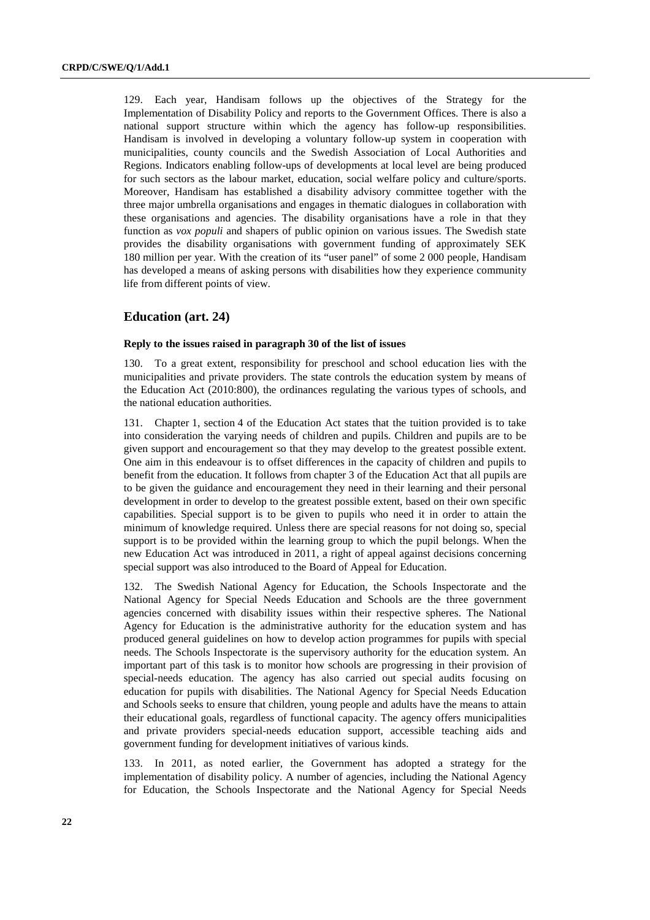129. Each year, Handisam follows up the objectives of the Strategy for the Implementation of Disability Policy and reports to the Government Offices. There is also a national support structure within which the agency has follow-up responsibilities. Handisam is involved in developing a voluntary follow-up system in cooperation with municipalities, county councils and the Swedish Association of Local Authorities and Regions. Indicators enabling follow-ups of developments at local level are being produced for such sectors as the labour market, education, social welfare policy and culture/sports. Moreover, Handisam has established a disability advisory committee together with the three major umbrella organisations and engages in thematic dialogues in collaboration with these organisations and agencies. The disability organisations have a role in that they function as *vox populi* and shapers of public opinion on various issues. The Swedish state provides the disability organisations with government funding of approximately SEK 180 million per year. With the creation of its "user panel" of some 2 000 people, Handisam has developed a means of asking persons with disabilities how they experience community life from different points of view.

## Education (art. 24)

#### Reply to the issues raised in paragraph 30 of the list of issues

130. To a great extent, responsibility for preschool and school education lies with the municipalities and private providers. The state controls the education system by means of the Education Act (2010:800), the ordinances regulating the various types of schools, and the national education authorities.

131. Chapter 1, section 4 of the Education Act states that the tuition provided is to take into consideration the varying needs of children and pupils. Children and pupils are to be given support and encouragement so that they may develop to the greatest possible extent. One aim in this endeavour is to offset differences in the capacity of children and pupils to benefit from the education. It follows from chapter 3 of the Education Act that all pupils are to be given the guidance and encouragement they need in their learning and their personal development in order to develop to the greatest possible extent, based on their own specific capabilities. Special support is to be given to pupils who need it in order to attain the minimum of knowledge required. Unless there are special reasons for not doing so, special support is to be provided within the learning group to which the pupil belongs. When the new Education Act was introduced in 2011, a right of appeal against decisions concerning special support was also introduced to the Board of Appeal for Education.

132. The Swedish National Agency for Education, the Schools Inspectorate and the National Agency for Special Needs Education and Schools are the three government agencies concerned with disability issues within their respective spheres. The National Agency for Education is the administrative authority for the education system and has produced general guidelines on how to develop action programmes for pupils with special needs. The Schools Inspectorate is the supervisory authority for the education system. An important part of this task is to monitor how schools are progressing in their provision of special-needs education. The agency has also carried out special audits focusing on education for pupils with disabilities. The National Agency for Special Needs Education and Schools seeks to ensure that children, young people and adults have the means to attain their educational goals, regardless of functional capacity. The agency offers municipalities and private providers special-needs education support, accessible teaching aids and government funding for development initiatives of various kinds.

133. In 2011, as noted earlier, the Government has adopted a strategy for the implementation of disability policy. A number of agencies, including the National Agency for Education, the Schools Inspectorate and the National Agency for Special Needs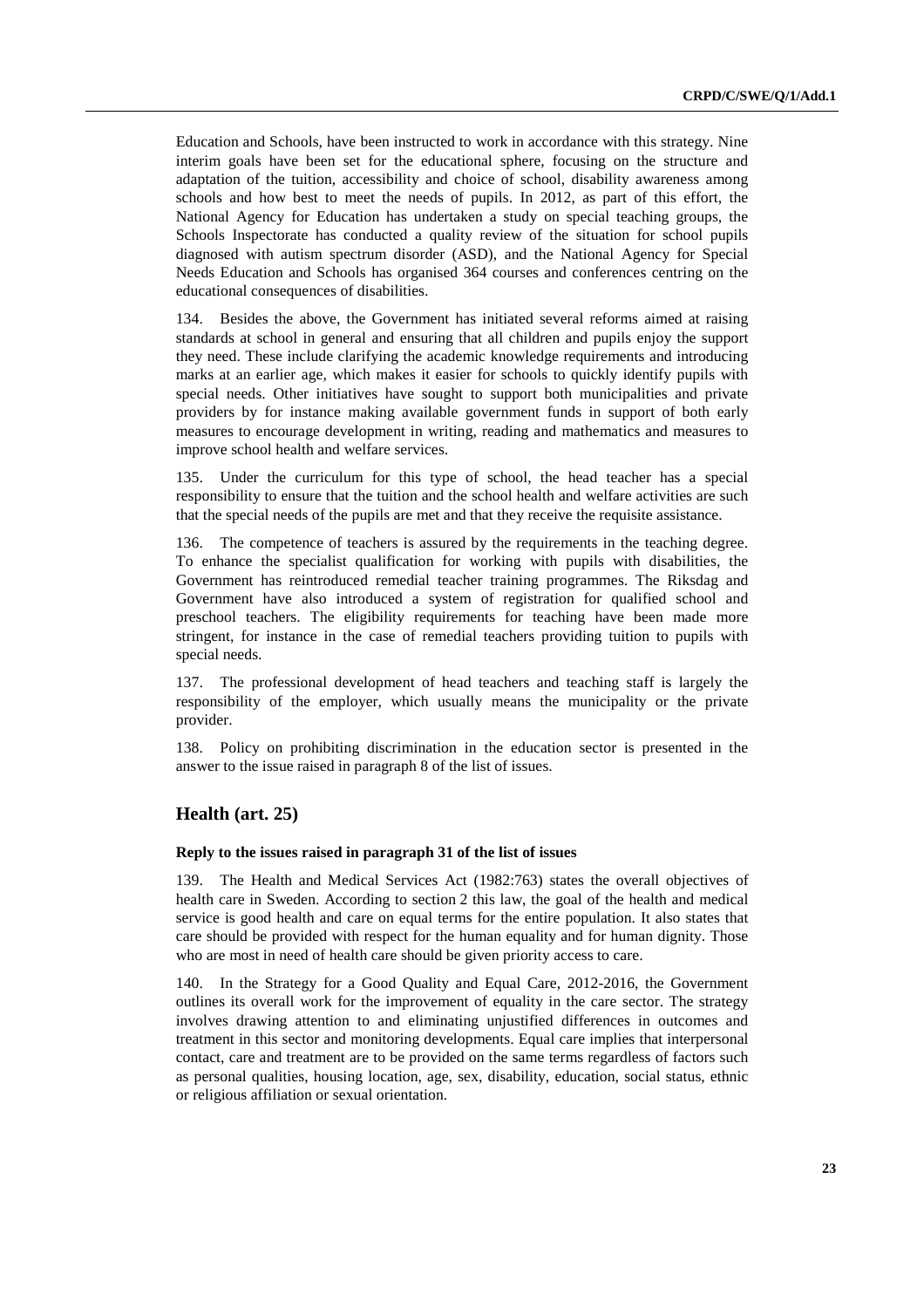Education and Schools, have been instructed to work in accordance with this strategy. Nine interim goals have been set for the educational sphere, focusing on the structure and adaptation of the tuition, accessibility and choice of school, disability awareness among schools and how best to meet the needs of pupils. In 2012, as part of this effort, the National Agency for Education has undertaken a study on special teaching groups, the Schools Inspectorate has conducted a quality review of the situation for school pupils diagnosed with autism spectrum disorder (ASD), and the National Agency for Special Needs Education and Schools has organised 364 courses and conferences centring on the educational consequences of disabilities.

134. Besides the above, the Government has initiated several reforms aimed at raising standards at school in general and ensuring that all children and pupils enjoy the support they need. These include clarifying the academic knowledge requirements and introducing marks at an earlier age, which makes it easier for schools to quickly identify pupils with special needs. Other initiatives have sought to support both municipalities and private providers by for instance making available government funds in support of both early measures to encourage development in writing, reading and mathematics and measures to improve school health and welfare services.

135. Under the curriculum for this type of school, the head teacher has a special responsibility to ensure that the tuition and the school health and welfare activities are such that the special needs of the pupils are met and that they receive the requisite assistance.

136. The competence of teachers is assured by the requirements in the teaching degree. To enhance the specialist qualification for working with pupils with disabilities, the Government has reintroduced remedial teacher training programmes. The Riksdag and Government have also introduced a system of registration for qualified school and preschool teachers. The eligibility requirements for teaching have been made more stringent, for instance in the case of remedial teachers providing tuition to pupils with special needs.

137. The professional development of head teachers and teaching staff is largely the responsibility of the employer, which usually means the municipality or the private provider.

138. Policy on prohibiting discrimination in the education sector is presented in the answer to the issue raised in paragraph 8 of the list of issues.

## Health (art. 25)

#### Reply to the issues raised in paragraph 31 of the list of issues

139. The Health and Medical Services Act (1982:763) states the overall objectives of health care in Sweden. According to section 2 this law, the goal of the health and medical service is good health and care on equal terms for the entire population. It also states that care should be provided with respect for the human equality and for human dignity. Those who are most in need of health care should be given priority access to care.

140. In the Strategy for a Good Quality and Equal Care, 2012-2016, the Government outlines its overall work for the improvement of equality in the care sector. The strategy involves drawing attention to and eliminating unjustified differences in outcomes and treatment in this sector and monitoring developments. Equal care implies that interpersonal contact, care and treatment are to be provided on the same terms regardless of factors such as personal qualities, housing location, age, sex, disability, education, social status, ethnic or religious affiliation or sexual orientation.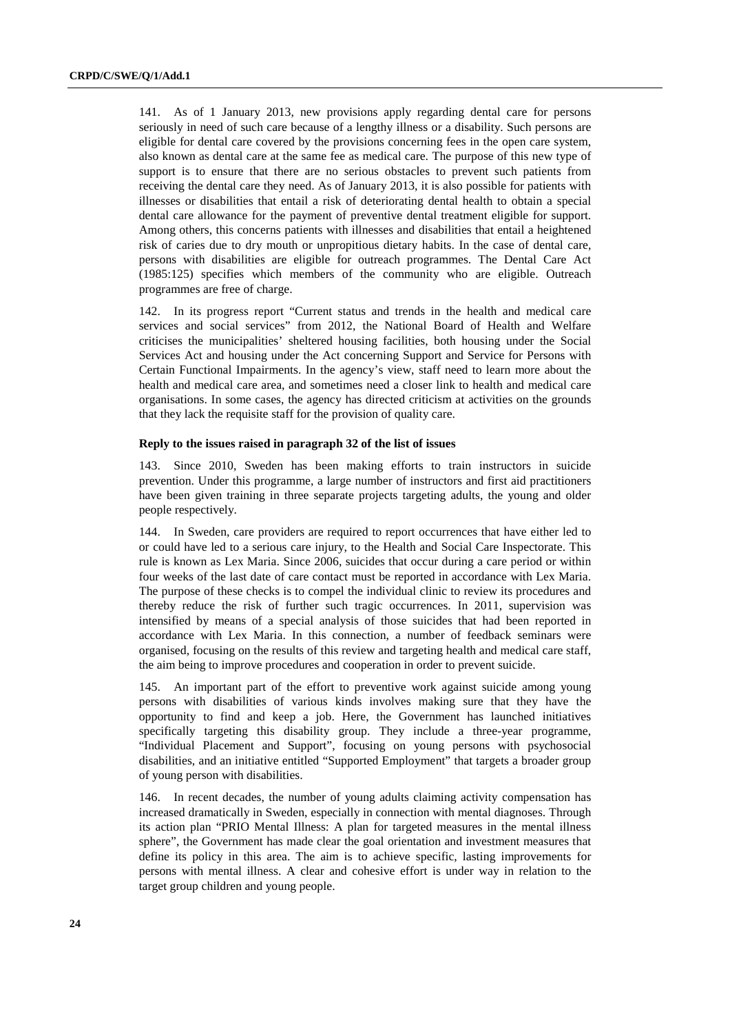141. As of 1 January 2013, new provisions apply regarding dental care for persons seriously in need of such care because of a lengthy illness or a disability. Such persons are eligible for dental care covered by the provisions concerning fees in the open care system, also known as dental care at the same fee as medical care. The purpose of this new type of support is to ensure that there are no serious obstacles to prevent such patients from receiving the dental care they need. As of January 2013, it is also possible for patients with illnesses or disabilities that entail a risk of deteriorating dental health to obtain a special dental care allowance for the payment of preventive dental treatment eligible for support. Among others, this concerns patients with illnesses and disabilities that entail a heightened risk of caries due to dry mouth or unpropitious dietary habits. In the case of dental care, persons with disabilities are eligible for outreach programmes. The Dental Care Act (1985:125) specifies which members of the community who are eligible. Outreach programmes are free of charge.

142. In its progress report "Current status and trends in the health and medical care services and social services" from 2012, the National Board of Health and Welfare criticises the municipalities' sheltered housing facilities, both housing under the Social Services Act and housing under the Act concerning Support and Service for Persons with Certain Functional Impairments. In the agency's view, staff need to learn more about the health and medical care area, and sometimes need a closer link to health and medical care organisations. In some cases, the agency has directed criticism at activities on the grounds that they lack the requisite staff for the provision of quality care.

**Reply to the issues raised in paragraph 32 of the list of issues**

143. Since 2010, Sweden has been making efforts to train instructors in suicide prevention. Under this programme, a large number of instructors and first aid practitioners have been given training in three separate projects targeting adults, the young and older people respectively.

144. In Sweden, care providers are required to report occurrences that have either led to or could have led to a serious care injury, to the Health and Social Care Inspectorate. This rule is known as Lex Maria. Since 2006, suicides that occur during a care period or within four weeks of the last date of care contact must be reported in accordance with Lex Maria. The purpose of these checks is to compel the individual clinic to review its procedures and thereby reduce the risk of further such tragic occurrences. In 2011, supervision was intensified by means of a special analysis of those suicides that had been reported in accordance with Lex Maria. In this connection, a number of feedback seminars were organised, focusing on the results of this review and targeting health and medical care staff, the aim being to improve procedures and cooperation in order to prevent suicide.

145. An important part of the effort to preventive work against suicide among young persons with disabilities of various kinds involves making sure that they have the opportunity to find and keep a job. Here, the Government has launched initiatives specifically targeting this disability group. They include a three-year programme, "Individual Placement and Support", focusing on young persons with psychosocial disabilities, and an initiative entitled "Supported Employment" that targets a broader group of young person with disabilities.

146. In recent decades, the number of young adults claiming activity compensation has increased dramatically in Sweden, especially in connection with mental diagnoses. Through its action plan "PRIO Mental Illness: A plan for targeted measures in the mental illness sphere", the Government has made clear the goal orientation and investment measures that define its policy in this area. The aim is to achieve specific, lasting improvements for persons with mental illness. A clear and cohesive effort is under way in relation to the target group children and young people.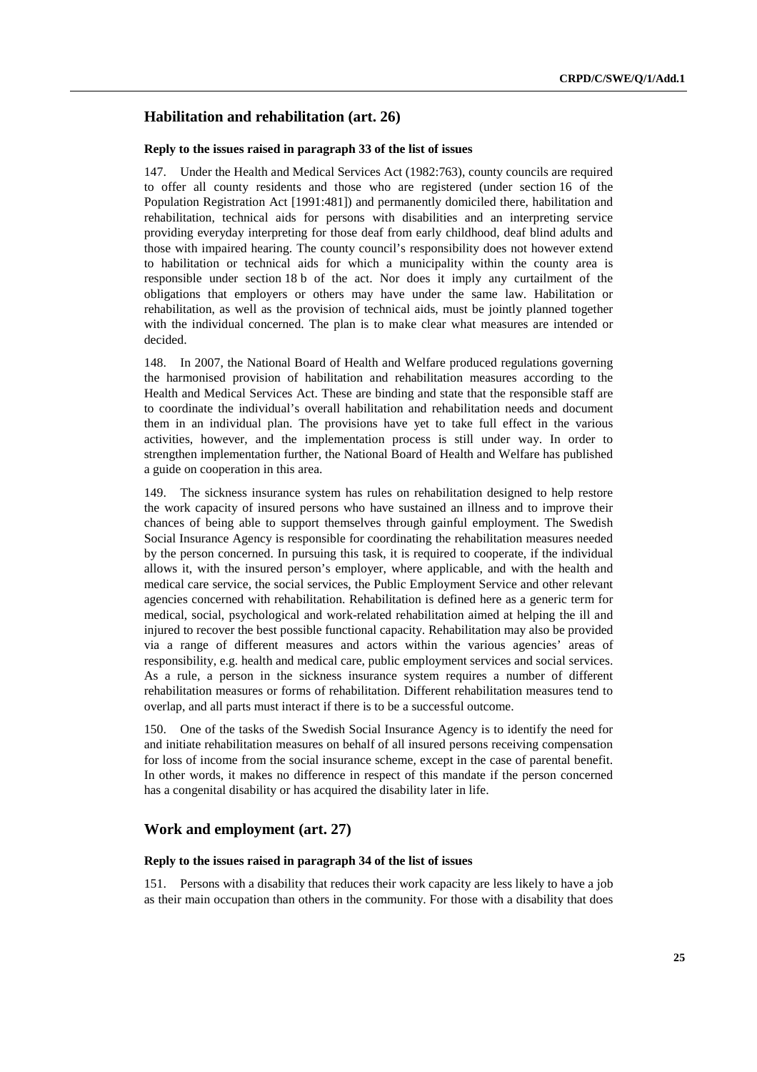## Habilitation and rehabilitation (art. 26)

#### Reply to the issues raised in paragraph 33 of the list of issues

147. Under the Health and Medical Services Act (1982:763), county councils are required to offer all county residents and those who are registered (under section 16 of the Population Registration Act [1991:481]) and permanently domiciled there, habilitation and rehabilitation, technical aids for persons with disabilities and an interpreting service providing everyday interpreting for those deaf from early childhood, deaf blind adults and those with impaired hearing. The county council's responsibility does not however extend to habilitation or technical aids for which a municipality within the county area is responsible under section 18 b of the act. Nor does it imply any curtailment of the obligations that employers or others may have under the same law. Habilitation or rehabilitation, as well as the provision of technical aids, must be jointly planned together with the individual concerned. The plan is to make clear what measures are intended or decided.

148. In 2007, the National Board of Health and Welfare produced regulations governing the harmonised provision of habilitation and rehabilitation measures according to the Health and Medical Services Act. These are binding and state that the responsible staff are to coordinate the individual's overall habilitation and rehabilitation needs and document them in an individual plan. The provisions have yet to take full effect in the various activities, however, and the implementation process is still under way. In order to strengthen implementation further, the National Board of Health and Welfare has published a guide on cooperation in this area.

149. The sickness insurance system has rules on rehabilitation designed to help restore the work capacity of insured persons who have sustained an illness and to improve their chances of being able to support themselves through gainful employment. The Swedish Social Insurance Agency is responsible for coordinating the rehabilitation measures needed by the person concerned. In pursuing this task, it is required to cooperate, if the individual allows it, with the insured person's employer, where applicable, and with the health and medical care service, the social services, the Public Employment Service and other relevant agencies concerned with rehabilitation. Rehabilitation is defined here as a generic term for medical, social, psychological and work-related rehabilitation aimed at helping the ill and injured to recover the best possible functional capacity. Rehabilitation may also be provided via a range of different measures and actors within the various agencies' areas of responsibility, e.g. health and medical care, public employment services and social services. As a rule, a person in the sickness insurance system requires a number of different rehabilitation measures or forms of rehabilitation. Different rehabilitation measures tend to overlap, and all parts must interact if there is to be a successful outcome.

150. One of the tasks of the Swedish Social Insurance Agency is to identify the need for and initiate rehabilitation measures on behalf of all insured persons receiving compensation for loss of income from the social insurance scheme, except in the case of parental benefit. In other words, it makes no difference in respect of this mandate if the person concerned has a congenital disability or has acquired the disability later in life.

## Work and employment (art. 27)

#### Reply to the issues raised in paragraph 34 of the list of issues

151. Persons with a disability that reduces their work capacity are less likely to have a job as their main occupation than others in the community. For those with a disability that does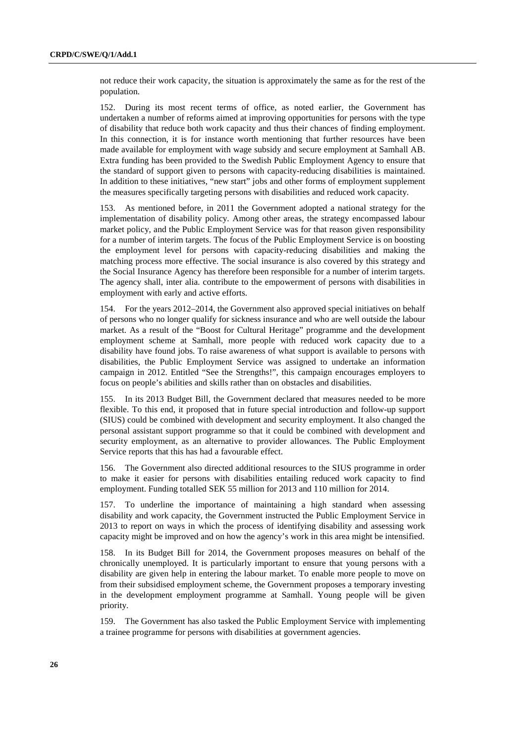not reduce their work capacity, the situation is approximately the same as for the rest of the population.

152. During its most recent terms of office, as noted earlier, the Government has undertaken a number of reforms aimed at improving opportunities for persons with the type of disability that reduce both work capacity and thus their chances of finding employment. In this connection, it is for instance worth mentioning that further resources have been made available for employment with wage subsidy and secure employment at Samhall AB. Extra funding has been provided to the Swedish Public Employment Agency to ensure that the standard of support given to persons with capacity-reducing disabilities is maintained. In addition to these initiatives, "new start" jobs and other forms of employment supplement the measures specifically targeting persons with disabilities and reduced work capacity.

153. As mentioned before, in 2011 the Government adopted a national strategy for the implementation of disability policy. Among other areas, the strategy encompassed labour market policy, and the Public Employment Service was for that reason given responsibility for a number of interim targets. The focus of the Public Employment Service is on boosting the employment level for persons with capacity-reducing disabilities and making the matching process more effective. The social insurance is also covered by this strategy and the Social Insurance Agency has therefore been responsible for a number of interim targets. The agency shall, inter alia. contribute to the empowerment of persons with disabilities in employment with early and active efforts.

154. For the years 2012–2014, the Government also approved special initiatives on behalf of persons who no longer qualify for sickness insurance and who are well outside the labour market. As a result of the "Boost for Cultural Heritage" programme and the development employment scheme at Samhall, more people with reduced work capacity due to a disability have found jobs. To raise awareness of what support is available to persons with disabilities, the Public Employment Service was assigned to undertake an information campaign in 2012. Entitled "See the Strengths!", this campaign encourages employers to focus on people's abilities and skills rather than on obstacles and disabilities.

155. In its 2013 Budget Bill, the Government declared that measures needed to be more flexible. To this end, it proposed that in future special introduction and follow-up support (SIUS) could be combined with development and security employment. It also changed the personal assistant support programme so that it could be combined with development and security employment, as an alternative to provider allowances. The Public Employment Service reports that this has had a favourable effect.

156. The Government also directed additional resources to the SIUS programme in order to make it easier for persons with disabilities entailing reduced work capacity to find employment. Funding totalled SEK 55 million for 2013 and 110 million for 2014.

157. To underline the importance of maintaining a high standard when assessing disability and work capacity, the Government instructed the Public Employment Service in 2013 to report on ways in which the process of identifying disability and assessing work capacity might be improved and on how the agency's work in this area might be intensified.

158. In its Budget Bill for 2014, the Government proposes measures on behalf of the chronically unemployed. It is particularly important to ensure that young persons with a disability are given help in entering the labour market. To enable more people to move on from their subsidised employment scheme, the Government proposes a temporary investing in the development employment programme at Samhall. Young people will be given priority.

159. The Government has also tasked the Public Employment Service with implementing a trainee programme for persons with disabilities at government agencies.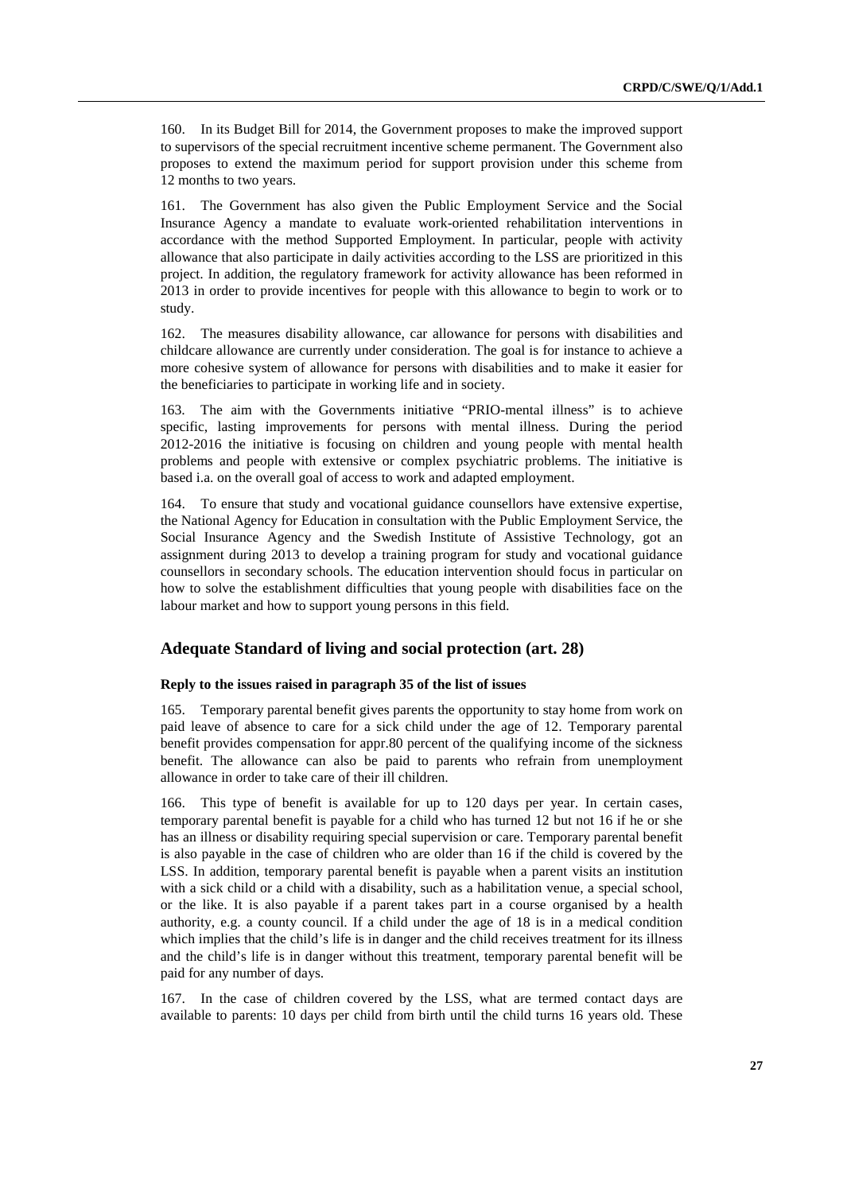160. In its Budget Bill for 2014, the Government proposes to make the improved support to supervisors of the special recruitment incentive scheme permanent. The Government also proposes to extend the maximum period for support provision under this scheme from 12 months to two years.

161. The Government has also given the Public Employment Service and the Social Insurance Agency a mandate to evaluate work-oriented rehabilitation interventions in accordance with the method Supported Employment. In particular, people with activity allowance that also participate in daily activities according to the LSS are prioritized in this project. In addition, the regulatory framework for activity allowance has been reformed in 2013 in order to provide incentives for people with this allowance to begin to work or to study.

162. The measures disability allowance, car allowance for persons with disabilities and childcare allowance are currently under consideration. The goal is for instance to achieve a more cohesive system of allowance for persons with disabilities and to make it easier for the beneficiaries to participate in working life and in society.

163. The aim with the Governments initiative "PRIO-mental illness" is to achieve specific, lasting improvements for persons with mental illness. During the period 2012-2016 the initiative is focusing on children and young people with mental health problems and people with extensive or complex psychiatric problems. The initiative is based i.a. on the overall goal of access to work and adapted employment.

164. To ensure that study and vocational guidance counsellors have extensive expertise, the National Agency for Education in consultation with the Public Employment Service, the Social Insurance Agency and the Swedish Institute of Assistive Technology, got an assignment during 2013 to develop a training program for study and vocational guidance counsellors in secondary schools. The education intervention should focus in particular on how to solve the establishment difficulties that young people with disabilities face on the labour market and how to support young persons in this field.

## Adequate Standard of living and social protection (art. 28)

#### Reply to the issues raised in paragraph 35 of the list of issues

165. Temporary parental benefit gives parents the opportunity to stay home from work on paid leave of absence to care for a sick child under the age of 12. Temporary parental benefit provides compensation for appr.80 percent of the qualifying income of the sickness benefit. The allowance can also be paid to parents who refrain from unemployment allowance in order to take care of their ill children.

166. This type of benefit is available for up to 120 days per year. In certain cases, temporary parental benefit is payable for a child who has turned 12 but not 16 if he or she has an illness or disability requiring special supervision or care. Temporary parental benefit is also payable in the case of children who are older than 16 if the child is covered by the LSS. In addition, temporary parental benefit is payable when a parent visits an institution with a sick child or a child with a disability, such as a habilitation venue, a special school, or the like. It is also payable if a parent takes part in a course organised by a health authority, e.g. a county council. If a child under the age of 18 is in a medical condition which implies that the child's life is in danger and the child receives treatment for its illness and the child's life is in danger without this treatment, temporary parental benefit will be paid for any number of days.

167. In the case of children covered by the LSS, what are termed contact days are available to parents: 10 days per child from birth until the child turns 16 years old. These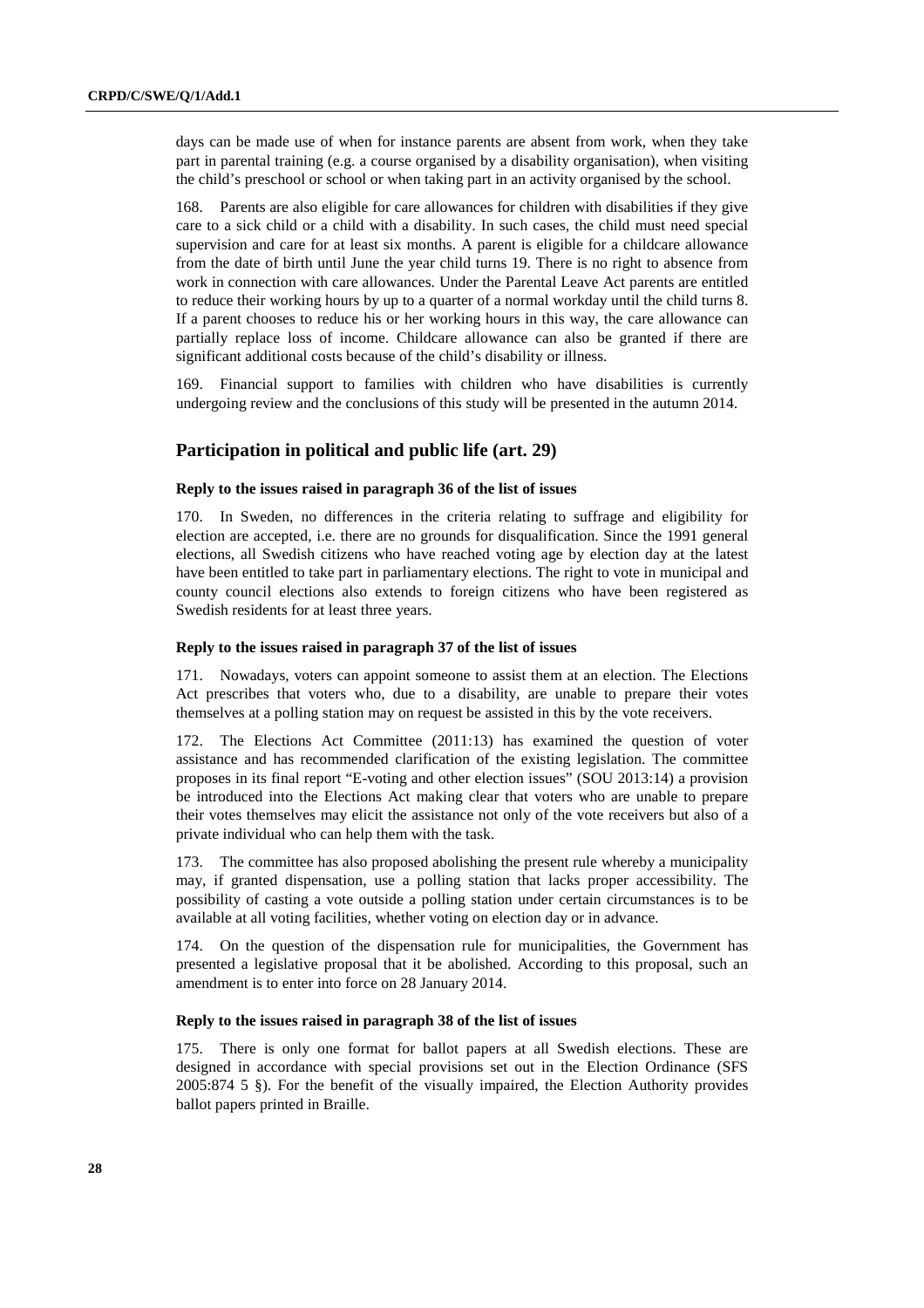days can be made use of when for instance parents are absent from work, when they take part in parental training (e.g. a course organised by a disability organisation), when visiting the child's preschool or school or when taking part in an activity organised by the school.

168. Parents are also eligible for care allowances for children with disabilities if they give care to a sick child or a child with a disability. In such cases, the child must need special supervision and care for at least six months. A parent is eligible for a childcare allowance from the date of birth until June the year child turns 19. There is no right to absence from work in connection with care allowances. Under the Parental Leave Act parents are entitled to reduce their working hours by up to a quarter of a normal workday until the child turns 8. If a parent chooses to reduce his or her working hours in this way, the care allowance can partially replace loss of income. Childcare allowance can also be granted if there are significant additional costs because of the child's disability or illness.

169. Financial support to families with children who have disabilities is currently undergoing review and the conclusions of this study will be presented in the autumn 2014.

## Participation in political and public life (art. 29)

#### Reply to the issues raised in paragraph 36 of the list of issues

170. In Sweden, no differences in the criteria relating to suffrage and eligibility for election are accepted, i.e. there are no grounds for disqualification. Since the 1991 general elections, all Swedish citizens who have reached voting age by election day at the latest have been entitled to take part in parliamentary elections. The right to vote in municipal and county council elections also extends to foreign citizens who have been registered as Swedish residents for at least three years.

#### Reply to the issues raised in paragraph 37 of the list of issues

171. Nowadays, voters can appoint someone to assist them at an election. The Elections Act prescribes that voters who, due to a disability, are unable to prepare their votes themselves at a polling station may on request be assisted in this by the vote receivers.

172. The Elections Act Committee (2011:13) has examined the question of voter assistance and has recommended clarification of the existing legislation. The committee proposes in its final report "E-voting and other election issues" (SOU 2013:14) a provision be introduced into the Elections Act making clear that voters who are unable to prepare their votes themselves may elicit the assistance not only of the vote receivers but also of a private individual who can help them with the task.

173. The committee has also proposed abolishing the present rule whereby a municipality may, if granted dispensation, use a polling station that lacks proper accessibility. The possibility of casting a vote outside a polling station under certain circumstances is to be available at all voting facilities, whether voting on election day or in advance.

174. On the question of the dispensation rule for municipalities, the Government has presented a legislative proposal that it be abolished. According to this proposal, such an amendment is to enter into force on 28 January 2014.

#### Reply to the issues raised in paragraph 38 of the list of issues

175. There is only one format for ballot papers at all Swedish elections. These are designed in accordance with special provisions set out in the Election Ordinance (SFS 2005:874 5 §). For the benefit of the visually impaired, the Election Authority provides ballot papers printed in Braille.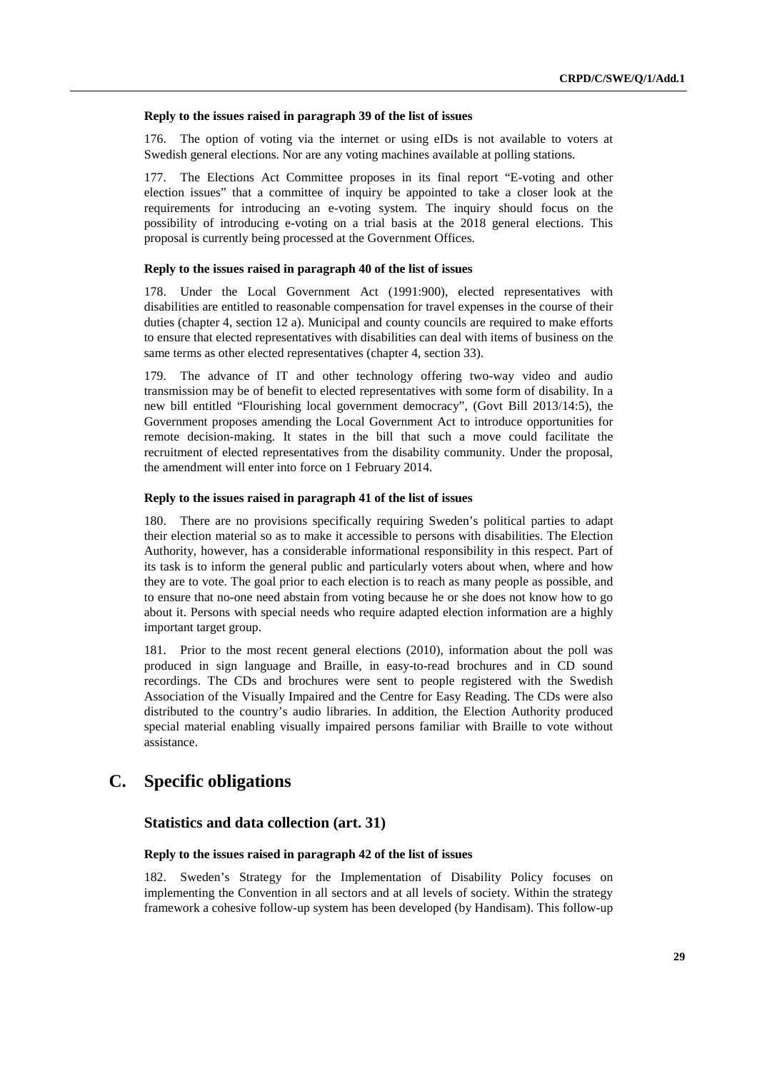#### Reply to the issues raised in paragraph 39 of the list of issues

176. The option of voting via the internet or using eIDs is not available to voters at Swedish general elections. Nor are any voting machines available at polling stations.

177. The Elections Act Committee proposes in its final report "E-voting and other election issues" that a committee of inquiry be appointed to take a closer look at the requirements for introducing an e-voting system. The inquiry should focus on the possibility of introducing e-voting on a trial basis at the 2018 general elections. This proposal is currently being processed at the Government Offices.

#### Reply to the issues raised in paragraph 40 of the list of issues

178. Under the Local Government Act (1991:900), elected representatives with disabilities are entitled to reasonable compensation for travel expenses in the course of their duties (chapter 4, section 12 a). Municipal and county councils are required to make efforts to ensure that elected representatives with disabilities can deal with items of business on the same terms as other elected representatives (chapter 4, section 33).

179. The advance of IT and other technology offering two-way video and audio transmission may be of benefit to elected representatives with some form of disability. In a new bill entitled "Flourishing local government democracy", (Govt Bill 2013/14:5), the Government proposes amending the Local Government Act to introduce opportunities for remote decision-making. It states in the bill that such a move could facilitate the recruitment of elected representatives from the disability community. Under the proposal, the amendment will enter into force on 1 February 2014.

#### Reply to the issues raised in paragraph 41 of the list of issues

180. There are no provisions specifically requiring Sweden's political parties to adapt their election material so as to make it accessible to persons with disabilities. The Election Authority, however, has a considerable informational responsibility in this respect. Part of its task is to inform the general public and particularly voters about when, where and how they are to vote. The goal prior to each election is to reach as many people as possible, and to ensure that no-one need abstain from voting because he or she does not know how to go about it. Persons with special needs who require adapted election information are a highly important target group.

181. Prior to the most recent general elections (2010), information about the poll was produced in sign language and Braille, in easy-to-read brochures and in CD sound recordings. The CDs and brochures were sent to people registered with the Swedish Association of the Visually Impaired and the Centre for Easy Reading. The CDs were also distributed to the country's audio libraries. In addition, the Election Authority produced special material enabling visually impaired persons familiar with Braille to vote without assistance.

## C. Specific obligations

### Statistics and data collection (art. 31)

#### Reply to the issues raised in paragraph 42 of the list of issues

182. Sweden's Strategy for the Implementation of Disability Policy focuses on implementing the Convention in all sectors and at all levels of society. Within the strategy framework a cohesive follow-up system has been developed (by Handisam). This follow-up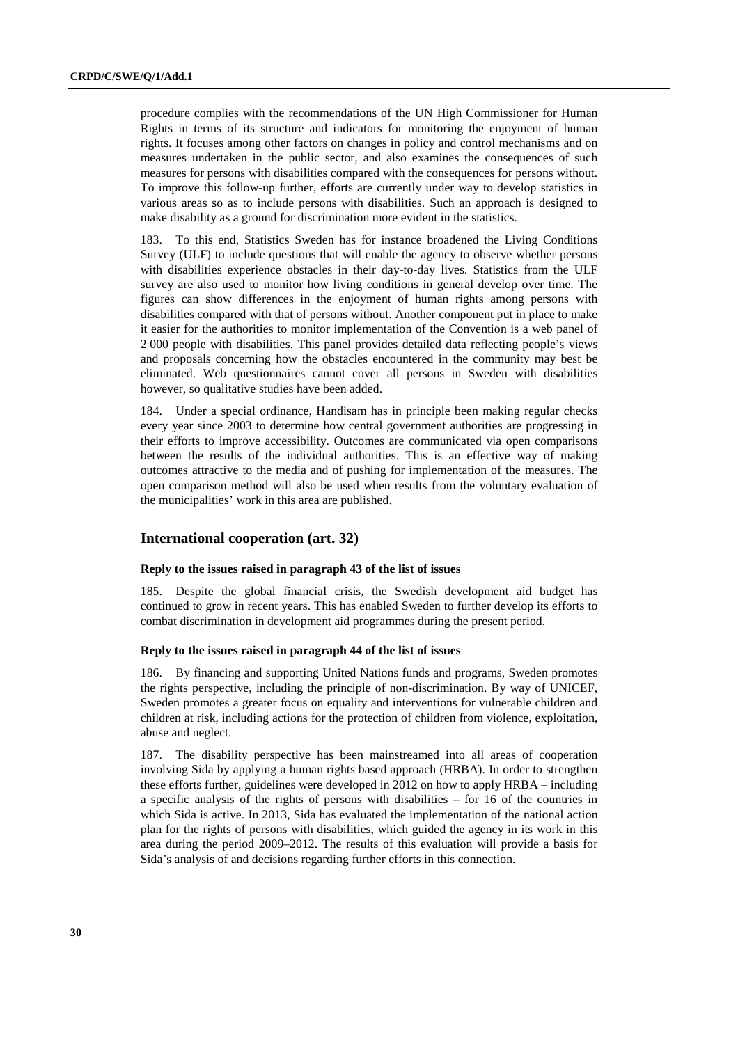procedure complies with the recommendations of the UN High Commissioner for Human Rights in terms of its structure and indicators for monitoring the enjoyment of human rights. It focuses among other factors on changes in policy and control mechanisms and on measures undertaken in the public sector, and also examines the consequences of such measures for persons with disabilities compared with the consequences for persons without. To improve this follow-up further, efforts are currently under way to develop statistics in various areas so as to include persons with disabilities. Such an approach is designed to make disability as a ground for discrimination more evident in the statistics.

183. To this end, Statistics Sweden has for instance broadened the Living Conditions Survey (ULF) to include questions that will enable the agency to observe whether persons with disabilities experience obstacles in their day-to-day lives. Statistics from the ULF survey are also used to monitor how living conditions in general develop over time. The figures can show differences in the enjoyment of human rights among persons with disabilities compared with that of persons without. Another component put in place to make it easier for the authorities to monitor implementation of the Convention is a web panel of 2 000 people with disabilities. This panel provides detailed data reflecting people's views and proposals concerning how the obstacles encountered in the community may best be eliminated. Web questionnaires cannot cover all persons in Sweden with disabilities however, so qualitative studies have been added.

184. Under a special ordinance, Handisam has in principle been making regular checks every year since 2003 to determine how central government authorities are progressing in their efforts to improve accessibility. Outcomes are communicated via open comparisons between the results of the individual authorities. This is an effective way of making outcomes attractive to the media and of pushing for implementation of the measures. The open comparison method will also be used when results from the voluntary evaluation of the municipalities' work in this area are published.

## International cooperation (art. 32)

#### Reply to the issues raised in paragraph 43 of the list of issues

185. Despite the global financial crisis, the Swedish development aid budget has continued to grow in recent years. This has enabled Sweden to further develop its efforts to combat discrimination in development aid programmes during the present period.

#### Reply to the issues raised in paragraph 44 of the list of issues

186. By financing and supporting United Nations funds and programs, Sweden promotes the rights perspective, including the principle of non-discrimination. By way of UNICEF, Sweden promotes a greater focus on equality and interventions for vulnerable children and children at risk, including actions for the protection of children from violence, exploitation, abuse and neglect.

187. The disability perspective has been mainstreamed into all areas of cooperation involving Sida by applying a human rights based approach (HRBA). In order to strengthen these efforts further, guidelines were developed in 2012 on how to apply HRBA – including a specific analysis of the rights of persons with disabilities – for 16 of the countries in which Sida is active. In 2013, Sida has evaluated the implementation of the national action plan for the rights of persons with disabilities, which guided the agency in its work in this area during the period 2009–2012. The results of this evaluation will provide a basis for Sida's analysis of and decisions regarding further efforts in this connection.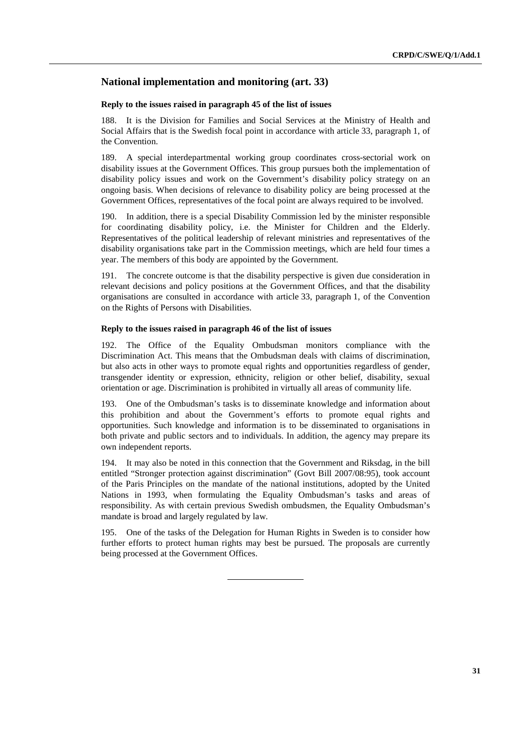## National implementation and monitoring (art. 33)

### Reply to the issues raised in paragraph 45 of the list of issues

188. It is the Division for Families and Social Services at the Ministry of Health and Social Affairs that is the Swedish focal point in accordance with article 33, paragraph 1, of the Convention.

189. A special interdepartmental working group coordinates cross-sectorial work on disability issues at the Government Offices. This group pursues both the implementation of disability policy issues and work on the Government's disability policy strategy on an ongoing basis. When decisions of relevance to disability policy are being processed at the Government Offices, representatives of the focal point are always required to be involved.

190. In addition, there is a special Disability Commission led by the minister responsible for coordinating disability policy, i.e. the Minister for Children and the Elderly. Representatives of the political leadership of relevant ministries and representatives of the disability organisations take part in the Commission meetings, which are held four times a year. The members of this body are appointed by the Government.

191. The concrete outcome is that the disability perspective is given due consideration in relevant decisions and policy positions at the Government Offices, and that the disability organisations are consulted in accordance with article 33, paragraph 1, of the Convention on the Rights of Persons with Disabilities.

### Reply to the issues raised in paragraph 46 of the list of issues

192. The Office of the Equality Ombudsman monitors compliance with the Discrimination Act. This means that the Ombudsman deals with claims of discrimination, but also acts in other ways to promote equal rights and opportunities regardless of gender, transgender identity or expression, ethnicity, religion or other belief, disability, sexual orientation or age. Discrimination is prohibited in virtually all areas of community life.

193. One of the Ombudsman's tasks is to disseminate knowledge and information about this prohibition and about the Government's efforts to promote equal rights and opportunities. Such knowledge and information is to be disseminated to organisations in both private and public sectors and to individuals. In addition, the agency may prepare its own independent reports.

194. It may also be noted in this connection that the Government and Riksdag, in the bill entitled "Stronger protection against discrimination" (Govt Bill 2007/08:95), took account of the Paris Principles on the mandate of the national institutions, adopted by the United Nations in 1993, when formulating the Equality Ombudsman's tasks and areas of responsibility. As with certain previous Swedish ombudsmen, the Equality Ombudsman's mandate is broad and largely regulated by law.

195. One of the tasks of the Delegation for Human Rights in Sweden is to consider how further efforts to protect human rights may best be pursued. The proposals are currently being processed at the Government Offices.